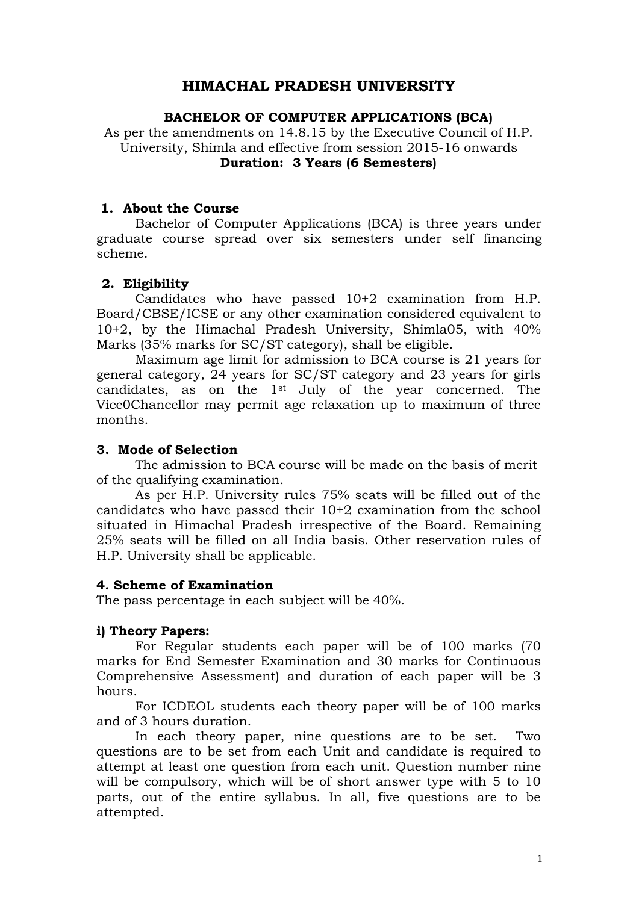# HIMACHAL PRADESH UNIVERSITY

**BACHELOR OF COMPUTER APPLICATIONS (BCA)**

As per the amendments on 14.8.15 by the Executive Council of H.P. University, Shimla and effective from session 2015-16 onwards

**Duration: 3 Years (6 Semesters)**

## 1. About the Course

Bachelor of Computer Applications (BCA) is three years under graduate course spread over six semesters under self financing scheme.

## 2. Eligibility

Candidates who have passed 10+2 examination from H.P. Board/CBSE/ICSE or any other examination considered equivalent to 10+2, by the Himachal Pradesh University, Shimla05, with 40% Marks (35% marks for SC/ST category), shall be eligible.

Maximum age limit for admission to BCA course is 21 years for general category, 24 years for SC/ST category and 23 years for girls candidates, as on the 1st July of the year concerned. The Vice0Chancellor may permit age relaxation up to maximum of three months.

## 3. Mode of Selection

The admission to BCA course will be made on the basis of merit of the qualifying examination.

As per H.P. University rules 75% seats will be filled out of the candidates who have passed their 10+2 examination from the school situated in Himachal Pradesh irrespective of the Board. Remaining 25% seats will be filled on all India basis. Other reservation rules of H.P. University shall be applicable.

## 4. Scheme of Examination

The pass percentage in each subject will be 40%.

### i) Theory Papers:

For Regular students each paper will be of 100 marks (70 marks for End Semester Examination and 30 marks for Continuous Comprehensive Assessment) and duration of each paper will be 3 hours.

For ICDEOL students each theory paper will be of 100 marks and of 3 hours duration.

In each theory paper, nine questions are to be set. Two questions are to be set from each Unit and candidate is required to attempt at least one question from each unit. Question number nine will be compulsory, which will be of short answer type with 5 to 10 parts, out of the entire syllabus. In all, five questions are to be attempted.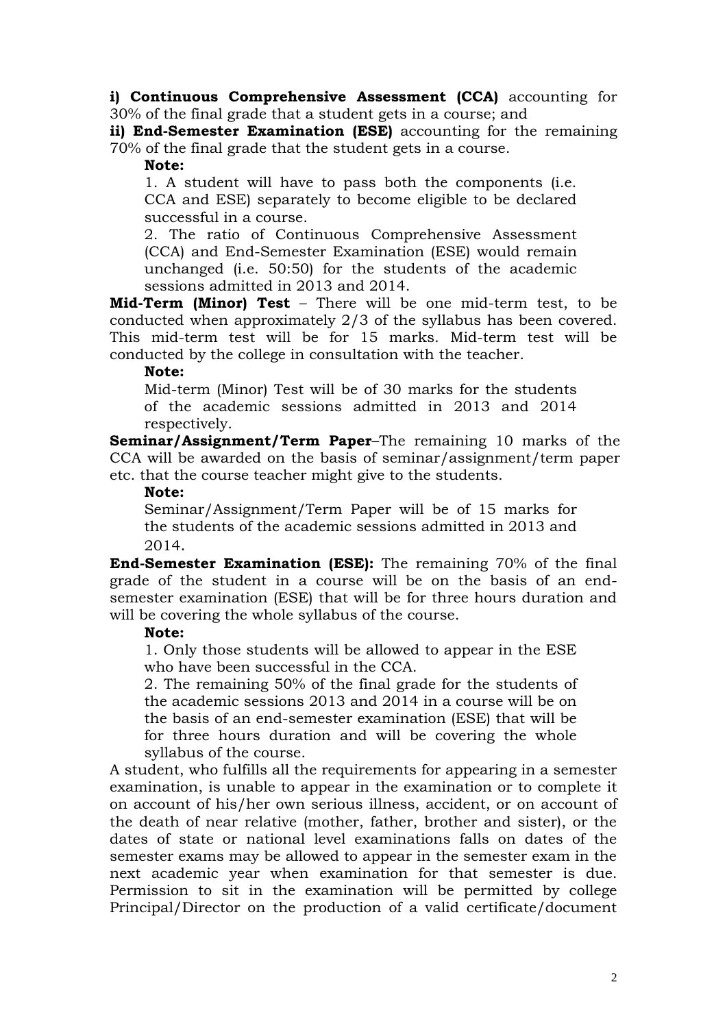**i) Continuous Comprehensive Assessment (CCA)** accounting for 30% of the final grade that a student gets in a course; and

**ii) End-Semester Examination (ESE)** accounting for the remaining 70% of the final grade that the student gets in a course.

> **Note:**
>
> 1. A student will have to pass both the components (i.e. CCA and ESE) separately to become eligible to be declared successful in a course.
> 2. The ratio of Continuous Comprehensive Assessment (CCA) and End-Semester Examination (ESE) would remain unchanged (i.e. 50:50) for the students of the academic sessions admitted in 2013 and 2014.

**Mid-Term (Minor) Test** – There will be one mid-term test, to be conducted when approximately 2/3 of the syllabus has been covered. This mid-term test will be for 15 marks. Mid-term test will be conducted by the college in consultation with the teacher.

> **Note:**
>
> Mid-term (Minor) Test will be of 30 marks for the students of the academic sessions admitted in 2013 and 2014 respectively.

**Seminar/Assignment/Term Paper**–The remaining 10 marks of the CCA will be awarded on the basis of seminar/assignment/term paper etc. that the course teacher might give to the students.

> **Note:**
>
> Seminar/Assignment/Term Paper will be of 15 marks for the students of the academic sessions admitted in 2013 and 2014.

**End-Semester Examination (ESE):** The remaining 70% of the final grade of the student in a course will be on the basis of an end-semester examination (ESE) that will be for three hours duration and will be covering the whole syllabus of the course.

> **Note:**
>
> 1. Only those students will be allowed to appear in the ESE who have been successful in the CCA.
> 2. The remaining 50% of the final grade for the students of the academic sessions 2013 and 2014 in a course will be on the basis of an end-semester examination (ESE) that will be for three hours duration and will be covering the whole syllabus of the course.

A student, who fulfills all the requirements for appearing in a semester examination, is unable to appear in the examination or to complete it on account of his/her own serious illness, accident, or on account of the death of near relative (mother, father, brother and sister), or the dates of state or national level examinations falls on dates of the semester exams may be allowed to appear in the semester exam in the next academic year when examination for that semester is due. Permission to sit in the examination will be permitted by college Principal/Director on the production of a valid certificate/document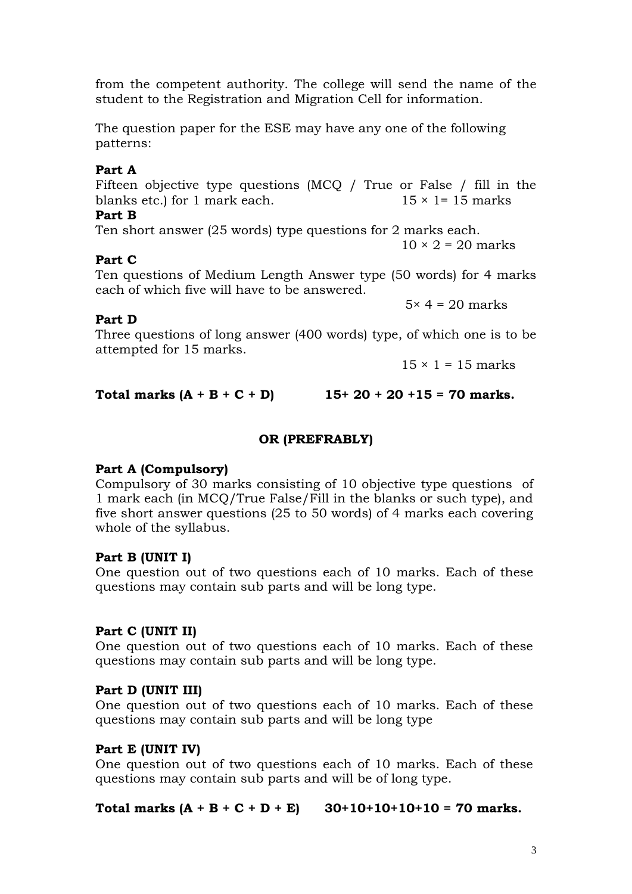from the competent authority. The college will send the name of the student to the Registration and Migration Cell for information.

The question paper for the ESE may have any one of the following patterns:

**Part A**

Fifteen objective type questions (MCQ / True or False / fill in the blanks etc.) for 1 mark each. $15 \times 1 = 15$ marks

**Part B**

Ten short answer (25 words) type questions for 2 marks each.

$10 \times 2 = 20$ marks

**Part C**

Ten questions of Medium Length Answer type (50 words) for 4 marks each of which five will have to be answered.

$5 \times 4 = 20$ marks

**Part D**

Three questions of long answer (400 words) type, of which one is to be attempted for 15 marks.

$15 \times 1 = 15$ marks

**Total marks (A + B + C + D) 15+ 20 + 20 +15 = 70 marks.**

**OR (PREFRABLY)**

**Part A (Compulsory)**

Compulsory of 30 marks consisting of 10 objective type questions of 1 mark each (in MCQ/True False/Fill in the blanks or such type), and five short answer questions (25 to 50 words) of 4 marks each covering whole of the syllabus.

**Part B (UNIT I)**

One question out of two questions each of 10 marks. Each of these questions may contain sub parts and will be long type.

**Part C (UNIT II)**

One question out of two questions each of 10 marks. Each of these questions may contain sub parts and will be long type.

**Part D (UNIT III)**

One question out of two questions each of 10 marks. Each of these questions may contain sub parts and will be long type

**Part E (UNIT IV)**

One question out of two questions each of 10 marks. Each of these questions may contain sub parts and will be of long type.

**Total marks (A + B + C + D + E) 30+10+10+10+10 = 70 marks.**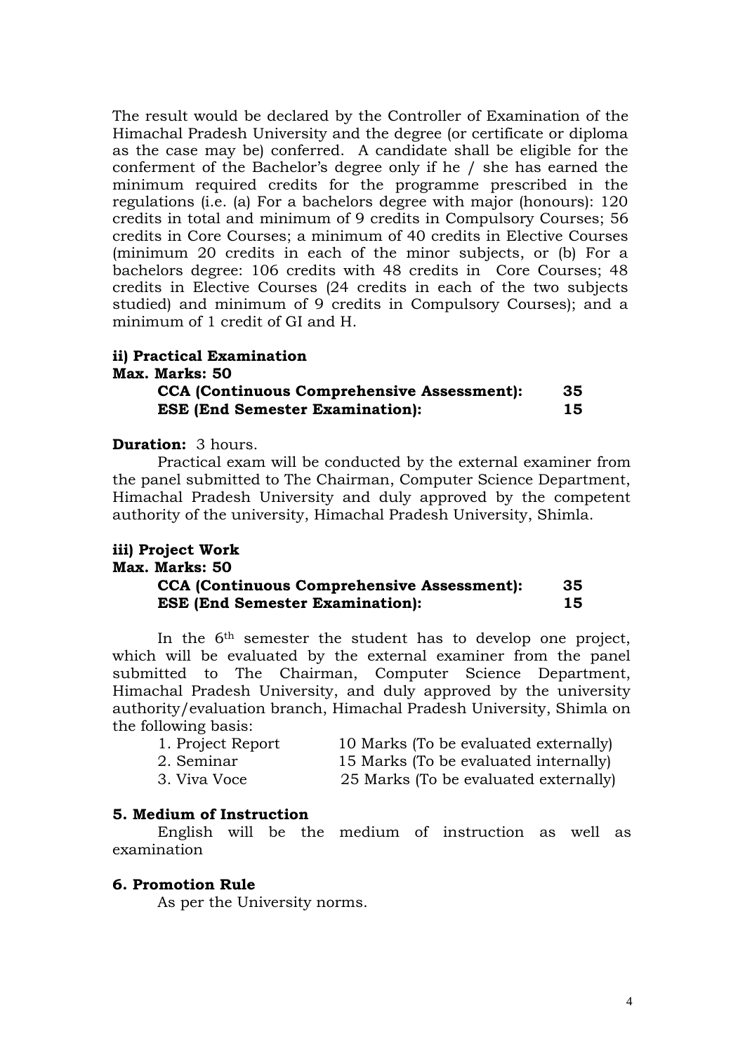The result would be declared by the Controller of Examination of the Himachal Pradesh University and the degree (or certificate or diploma as the case may be) conferred. A candidate shall be eligible for the conferment of the Bachelor's degree only if he / she has earned the minimum required credits for the programme prescribed in the regulations (i.e. (a) For a bachelors degree with major (honours): 120 credits in total and minimum of 9 credits in Compulsory Courses; 56 credits in Core Courses; a minimum of 40 credits in Elective Courses (minimum 20 credits in each of the minor subjects, or (b) For a bachelors degree: 106 credits with 48 credits in Core Courses; 48 credits in Elective Courses (24 credits in each of the two subjects studied) and minimum of 9 credits in Compulsory Courses); and a minimum of 1 credit of GI and H.

**ii) Practical Examination**

**Max. Marks: 50**

| | |
|---|---|
| **CCA (Continuous Comprehensive Assessment):** | **35** |
| **ESE (End Semester Examination):** | **15** |

**Duration:** 3 hours.

Practical exam will be conducted by the external examiner from the panel submitted to The Chairman, Computer Science Department, Himachal Pradesh University and duly approved by the competent authority of the university, Himachal Pradesh University, Shimla.

**iii) Project Work**

**Max. Marks: 50**

| | |
|---|---|
| **CCA (Continuous Comprehensive Assessment):** | **35** |
| **ESE (End Semester Examination):** | **15** |

In the 6th semester the student has to develop one project, which will be evaluated by the external examiner from the panel submitted to The Chairman, Computer Science Department, Himachal Pradesh University, and duly approved by the university authority/evaluation branch, Himachal Pradesh University, Shimla on the following basis:

1. Project Report — 10 Marks (To be evaluated externally)
2. Seminar — 15 Marks (To be evaluated internally)
3. Viva Voce — 25 Marks (To be evaluated externally)

### 5. Medium of Instruction

English will be the medium of instruction as well as examination

### 6. Promotion Rule

As per the University norms.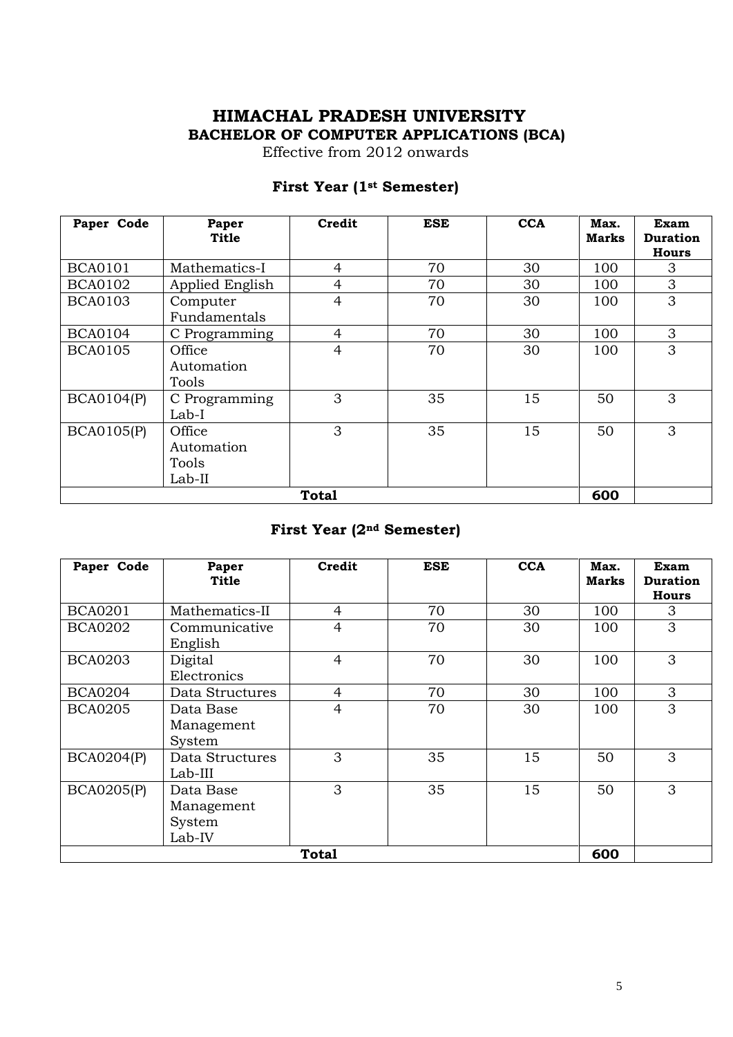# HIMACHAL PRADESH UNIVERSITY

## BACHELOR OF COMPUTER APPLICATIONS (BCA)

Effective from 2012 onwards

### First Year (1st Semester)

| Paper Code | Paper Title | Credit | ESE | CCA | Max. Marks | Exam Duration Hours |
|---|---|---|---|---|---|---|
| BCA0101 | Mathematics-I | 4 | 70 | 30 | 100 | 3 |
| BCA0102 | Applied English | 4 | 70 | 30 | 100 | 3 |
| BCA0103 | Computer Fundamentals | 4 | 70 | 30 | 100 | 3 |
| BCA0104 | C Programming | 4 | 70 | 30 | 100 | 3 |
| BCA0105 | Office Automation Tools | 4 | 70 | 30 | 100 | 3 |
| BCA0104(P) | C Programming Lab-I | 3 | 35 | 15 | 50 | 3 |
| BCA0105(P) | Office Automation Tools Lab-II | 3 | 35 | 15 | 50 | 3 |
| **Total** | | | | | **600** | |

### First Year (2nd Semester)

| Paper Code | Paper Title | Credit | ESE | CCA | Max. Marks | Exam Duration Hours |
|---|---|---|---|---|---|---|
| BCA0201 | Mathematics-II | 4 | 70 | 30 | 100 | 3 |
| BCA0202 | Communicative English | 4 | 70 | 30 | 100 | 3 |
| BCA0203 | Digital Electronics | 4 | 70 | 30 | 100 | 3 |
| BCA0204 | Data Structures | 4 | 70 | 30 | 100 | 3 |
| BCA0205 | Data Base Management System | 4 | 70 | 30 | 100 | 3 |
| BCA0204(P) | Data Structures Lab-III | 3 | 35 | 15 | 50 | 3 |
| BCA0205(P) | Data Base Management System Lab-IV | 3 | 35 | 15 | 50 | 3 |
| **Total** | | | | | **600** | |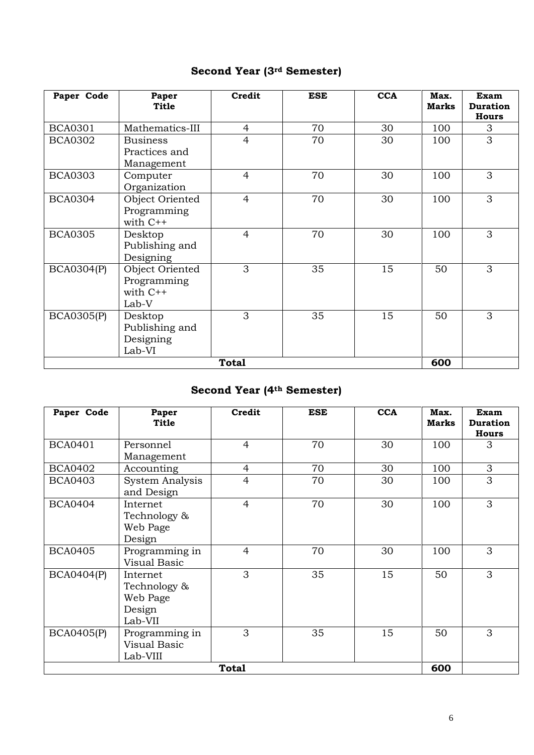## Second Year (3rd Semester)

| Paper Code | Paper Title | Credit | ESE | CCA | Max. Marks | Exam Duration Hours |
|---|---|---|---|---|---|---|
| BCA0301 | Mathematics-III | 4 | 70 | 30 | 100 | 3 |
| BCA0302 | Business Practices and Management | 4 | 70 | 30 | 100 | 3 |
| BCA0303 | Computer Organization | 4 | 70 | 30 | 100 | 3 |
| BCA0304 | Object Oriented Programming with C++ | 4 | 70 | 30 | 100 | 3 |
| BCA0305 | Desktop Publishing and Designing | 4 | 70 | 30 | 100 | 3 |
| BCA0304(P) | Object Oriented Programming with C++ Lab-V | 3 | 35 | 15 | 50 | 3 |
| BCA0305(P) | Desktop Publishing and Designing Lab-VI | 3 | 35 | 15 | 50 | 3 |
| **Total** | | | | | **600** | |

## Second Year (4th Semester)

| Paper Code | Paper Title | Credit | ESE | CCA | Max. Marks | Exam Duration Hours |
|---|---|---|---|---|---|---|
| BCA0401 | Personnel Management | 4 | 70 | 30 | 100 | 3 |
| BCA0402 | Accounting | 4 | 70 | 30 | 100 | 3 |
| BCA0403 | System Analysis and Design | 4 | 70 | 30 | 100 | 3 |
| BCA0404 | Internet Technology & Web Page Design | 4 | 70 | 30 | 100 | 3 |
| BCA0405 | Programming in Visual Basic | 4 | 70 | 30 | 100 | 3 |
| BCA0404(P) | Internet Technology & Web Page Design Lab-VII | 3 | 35 | 15 | 50 | 3 |
| BCA0405(P) | Programming in Visual Basic Lab-VIII | 3 | 35 | 15 | 50 | 3 |
| **Total** | | | | | **600** | |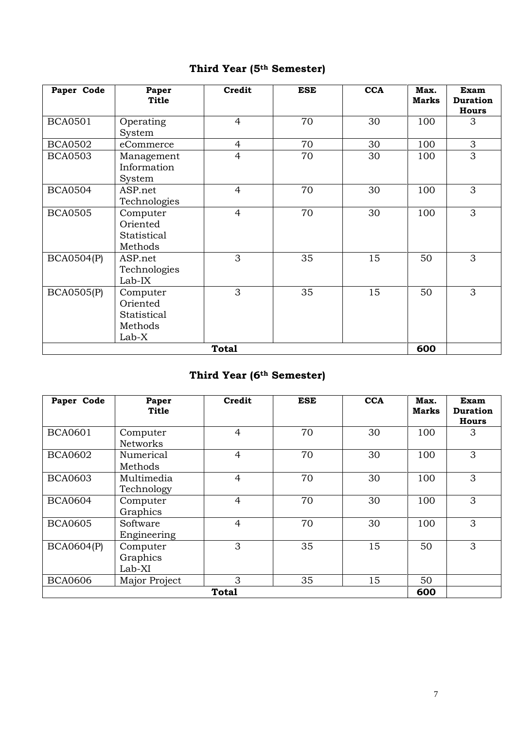## Third Year (5th Semester)

| Paper Code | Paper Title | Credit | ESE | CCA | Max. Marks | Exam Duration Hours |
|---|---|---|---|---|---|---|
| BCA0501 | Operating System | 4 | 70 | 30 | 100 | 3 |
| BCA0502 | eCommerce | 4 | 70 | 30 | 100 | 3 |
| BCA0503 | Management Information System | 4 | 70 | 30 | 100 | 3 |
| BCA0504 | ASP.net Technologies | 4 | 70 | 30 | 100 | 3 |
| BCA0505 | Computer Oriented Statistical Methods | 4 | 70 | 30 | 100 | 3 |
| BCA0504(P) | ASP.net Technologies Lab-IX | 3 | 35 | 15 | 50 | 3 |
| BCA0505(P) | Computer Oriented Statistical Methods Lab-X | 3 | 35 | 15 | 50 | 3 |
| **Total** | | | | | **600** | |

## Third Year (6th Semester)

| Paper Code | Paper Title | Credit | ESE | CCA | Max. Marks | Exam Duration Hours |
|---|---|---|---|---|---|---|
| BCA0601 | Computer Networks | 4 | 70 | 30 | 100 | 3 |
| BCA0602 | Numerical Methods | 4 | 70 | 30 | 100 | 3 |
| BCA0603 | Multimedia Technology | 4 | 70 | 30 | 100 | 3 |
| BCA0604 | Computer Graphics | 4 | 70 | 30 | 100 | 3 |
| BCA0605 | Software Engineering | 4 | 70 | 30 | 100 | 3 |
| BCA0604(P) | Computer Graphics Lab-XI | 3 | 35 | 15 | 50 | 3 |
| BCA0606 | Major Project | 3 | 35 | 15 | 50 | |
| **Total** | | | | | **600** | |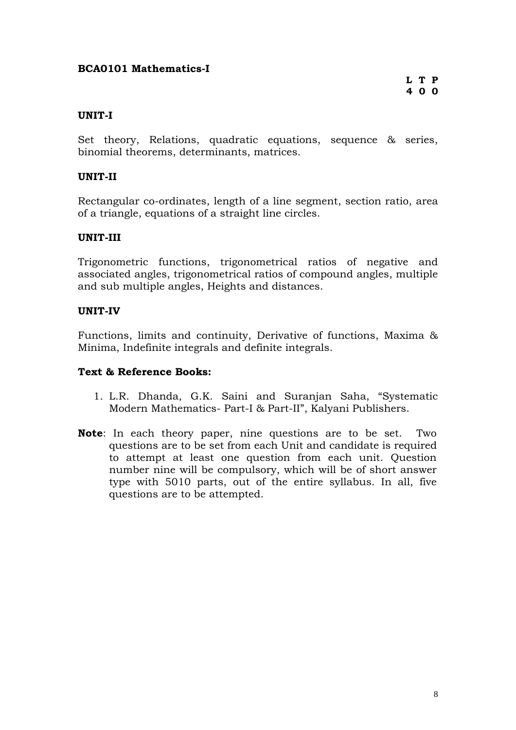**BCA0101 Mathematics-I**

**L T P**
**4 0 0**

**UNIT-I**

Set theory, Relations, quadratic equations, sequence & series, binomial theorems, determinants, matrices.

**UNIT-II**

Rectangular co-ordinates, length of a line segment, section ratio, area of a triangle, equations of a straight line circles.

**UNIT-III**

Trigonometric functions, trigonometrical ratios of negative and associated angles, trigonometrical ratios of compound angles, multiple and sub multiple angles, Heights and distances.

**UNIT-IV**

Functions, limits and continuity, Derivative of functions, Maxima & Minima, Indefinite integrals and definite integrals.

**Text & Reference Books:**

1. L.R. Dhanda, G.K. Saini and Suranjan Saha, "Systematic Modern Mathematics- Part-I & Part-II", Kalyani Publishers.

**Note**: In each theory paper, nine questions are to be set. Two questions are to be set from each Unit and candidate is required to attempt at least one question from each unit. Question number nine will be compulsory, which will be of short answer type with 5010 parts, out of the entire syllabus. In all, five questions are to be attempted.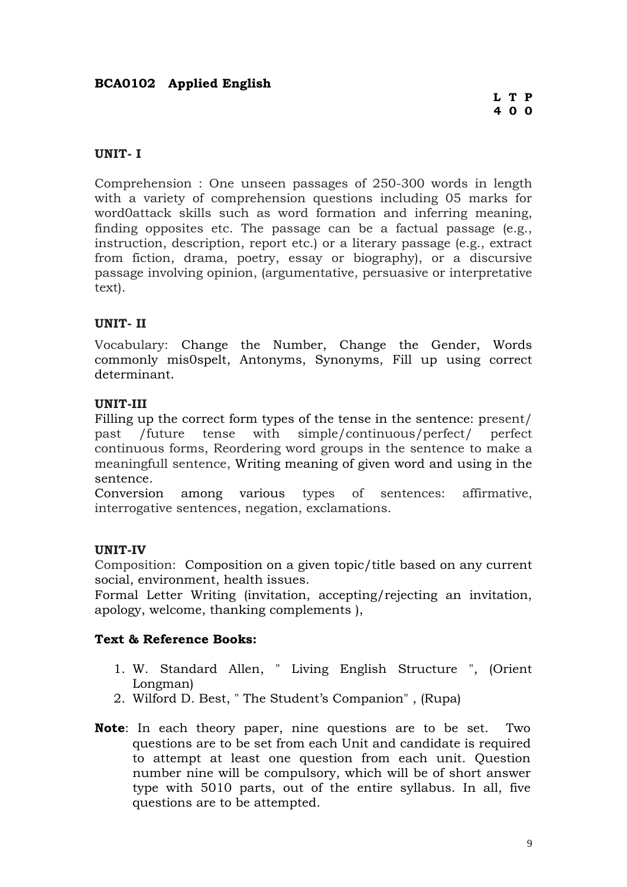**BCA0102 Applied English**

**L T P**
**4 0 0**

**UNIT- I**

Comprehension : One unseen passages of 250-300 words in length with a variety of comprehension questions including 05 marks for word0attack skills such as word formation and inferring meaning, finding opposites etc. The passage can be a factual passage (e.g., instruction, description, report etc.) or a literary passage (e.g., extract from fiction, drama, poetry, essay or biography), or a discursive passage involving opinion, (argumentative, persuasive or interpretative text).

**UNIT- II**

Vocabulary: Change the Number, Change the Gender, Words commonly mis0spelt, Antonyms, Synonyms, Fill up using correct determinant.

**UNIT-III**

Filling up the correct form types of the tense in the sentence: present/ past /future tense with simple/continuous/perfect/ perfect continuous forms, Reordering word groups in the sentence to make a meaningfull sentence, Writing meaning of given word and using in the sentence.

Conversion among various types of sentences: affirmative, interrogative sentences, negation, exclamations.

**UNIT-IV**

Composition: Composition on a given topic/title based on any current social, environment, health issues.

Formal Letter Writing (invitation, accepting/rejecting an invitation, apology, welcome, thanking complements ),

**Text & Reference Books:**

1. W. Standard Allen, " Living English Structure ", (Orient Longman)
2. Wilford D. Best, " The Student's Companion" , (Rupa)

**Note**: In each theory paper, nine questions are to be set. Two questions are to be set from each Unit and candidate is required to attempt at least one question from each unit. Question number nine will be compulsory, which will be of short answer type with 5010 parts, out of the entire syllabus. In all, five questions are to be attempted.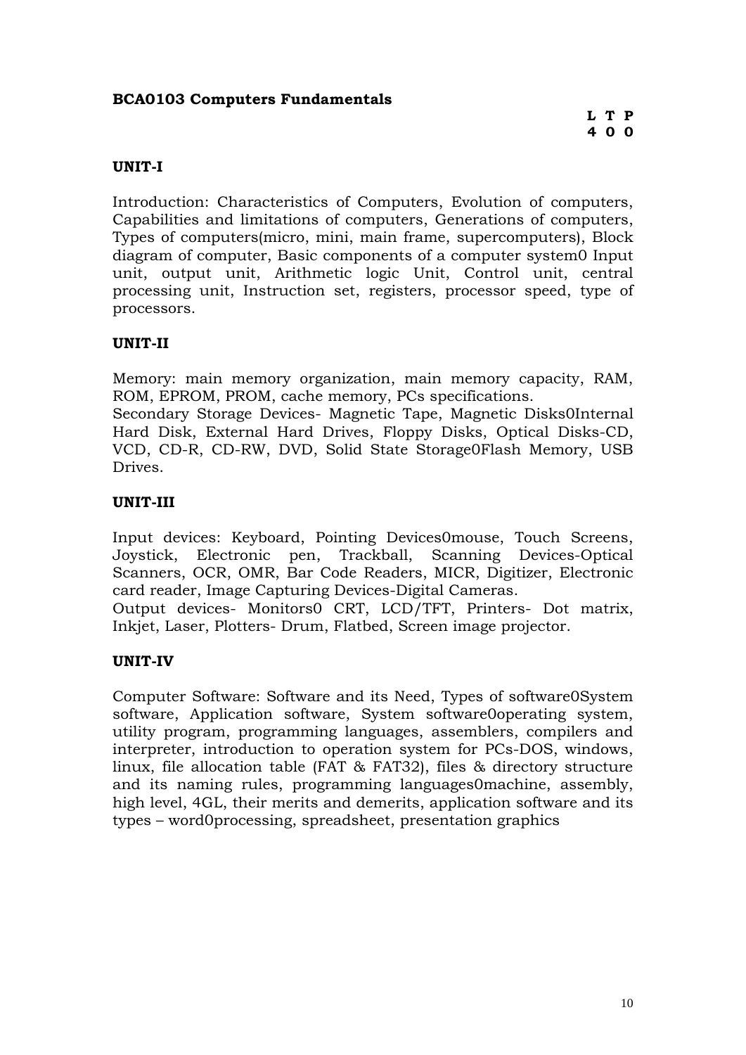**BCA0103 Computers Fundamentals**

| L | T | P |
|---|---|---|
| 4 | 0 | 0 |

**UNIT-I**

Introduction: Characteristics of Computers, Evolution of computers, Capabilities and limitations of computers, Generations of computers, Types of computers(micro, mini, main frame, supercomputers), Block diagram of computer, Basic components of a computer system0 Input unit, output unit, Arithmetic logic Unit, Control unit, central processing unit, Instruction set, registers, processor speed, type of processors.

**UNIT-II**

Memory: main memory organization, main memory capacity, RAM, ROM, EPROM, PROM, cache memory, PCs specifications.
Secondary Storage Devices- Magnetic Tape, Magnetic Disks0Internal Hard Disk, External Hard Drives, Floppy Disks, Optical Disks-CD, VCD, CD-R, CD-RW, DVD, Solid State Storage0Flash Memory, USB Drives.

**UNIT-III**

Input devices: Keyboard, Pointing Devices0mouse, Touch Screens, Joystick, Electronic pen, Trackball, Scanning Devices-Optical Scanners, OCR, OMR, Bar Code Readers, MICR, Digitizer, Electronic card reader, Image Capturing Devices-Digital Cameras.
Output devices- Monitors0 CRT, LCD/TFT, Printers- Dot matrix, Inkjet, Laser, Plotters- Drum, Flatbed, Screen image projector.

**UNIT-IV**

Computer Software: Software and its Need, Types of software0System software, Application software, System software0operating system, utility program, programming languages, assemblers, compilers and interpreter, introduction to operation system for PCs-DOS, windows, linux, file allocation table (FAT & FAT32), files & directory structure and its naming rules, programming languages0machine, assembly, high level, 4GL, their merits and demerits, application software and its types – word0processing, spreadsheet, presentation graphics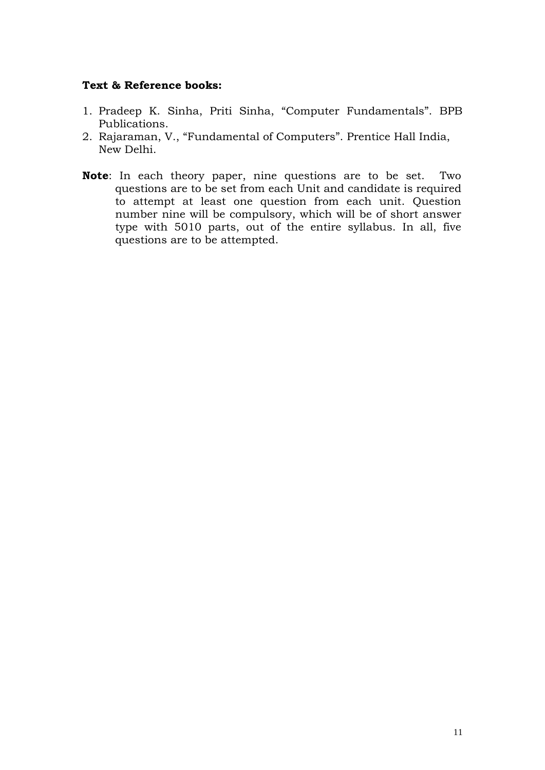**Text & Reference books:**

1. Pradeep K. Sinha, Priti Sinha, “Computer Fundamentals”. BPB Publications.
2. Rajaraman, V., “Fundamental of Computers”. Prentice Hall India, New Delhi.

**Note**: In each theory paper, nine questions are to be set. Two questions are to be set from each Unit and candidate is required to attempt at least one question from each unit. Question number nine will be compulsory, which will be of short answer type with 5010 parts, out of the entire syllabus. In all, five questions are to be attempted.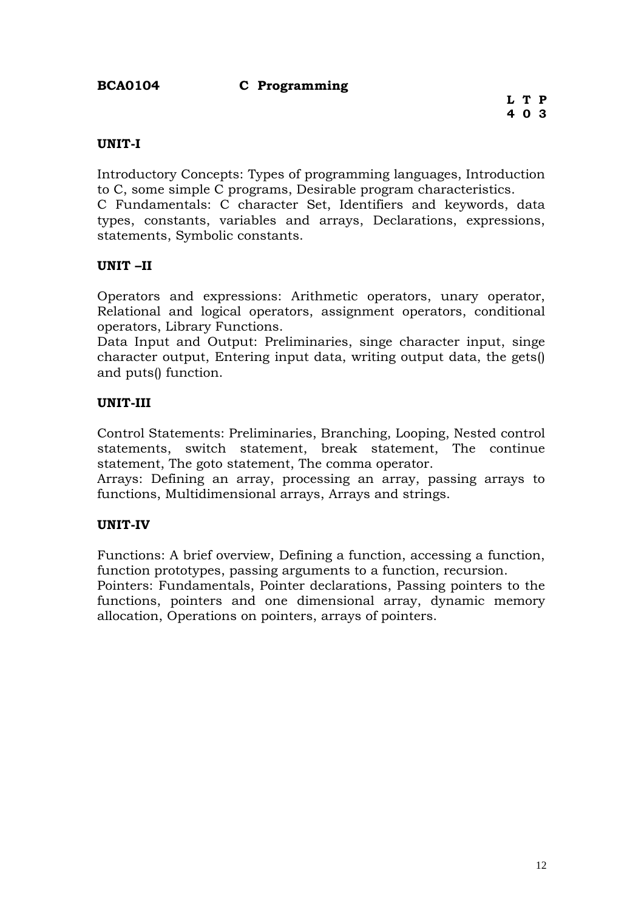**BCA0104 C Programming**

| L | T | P |
|---|---|---|
| 4 | 0 | 3 |

**UNIT-I**

Introductory Concepts: Types of programming languages, Introduction to C, some simple C programs, Desirable program characteristics.
C Fundamentals: C character Set, Identifiers and keywords, data types, constants, variables and arrays, Declarations, expressions, statements, Symbolic constants.

**UNIT –II**

Operators and expressions: Arithmetic operators, unary operator, Relational and logical operators, assignment operators, conditional operators, Library Functions.
Data Input and Output: Preliminaries, singe character input, singe character output, Entering input data, writing output data, the gets() and puts() function.

**UNIT-III**

Control Statements: Preliminaries, Branching, Looping, Nested control statements, switch statement, break statement, The continue statement, The goto statement, The comma operator.
Arrays: Defining an array, processing an array, passing arrays to functions, Multidimensional arrays, Arrays and strings.

**UNIT-IV**

Functions: A brief overview, Defining a function, accessing a function, function prototypes, passing arguments to a function, recursion.
Pointers: Fundamentals, Pointer declarations, Passing pointers to the functions, pointers and one dimensional array, dynamic memory allocation, Operations on pointers, arrays of pointers.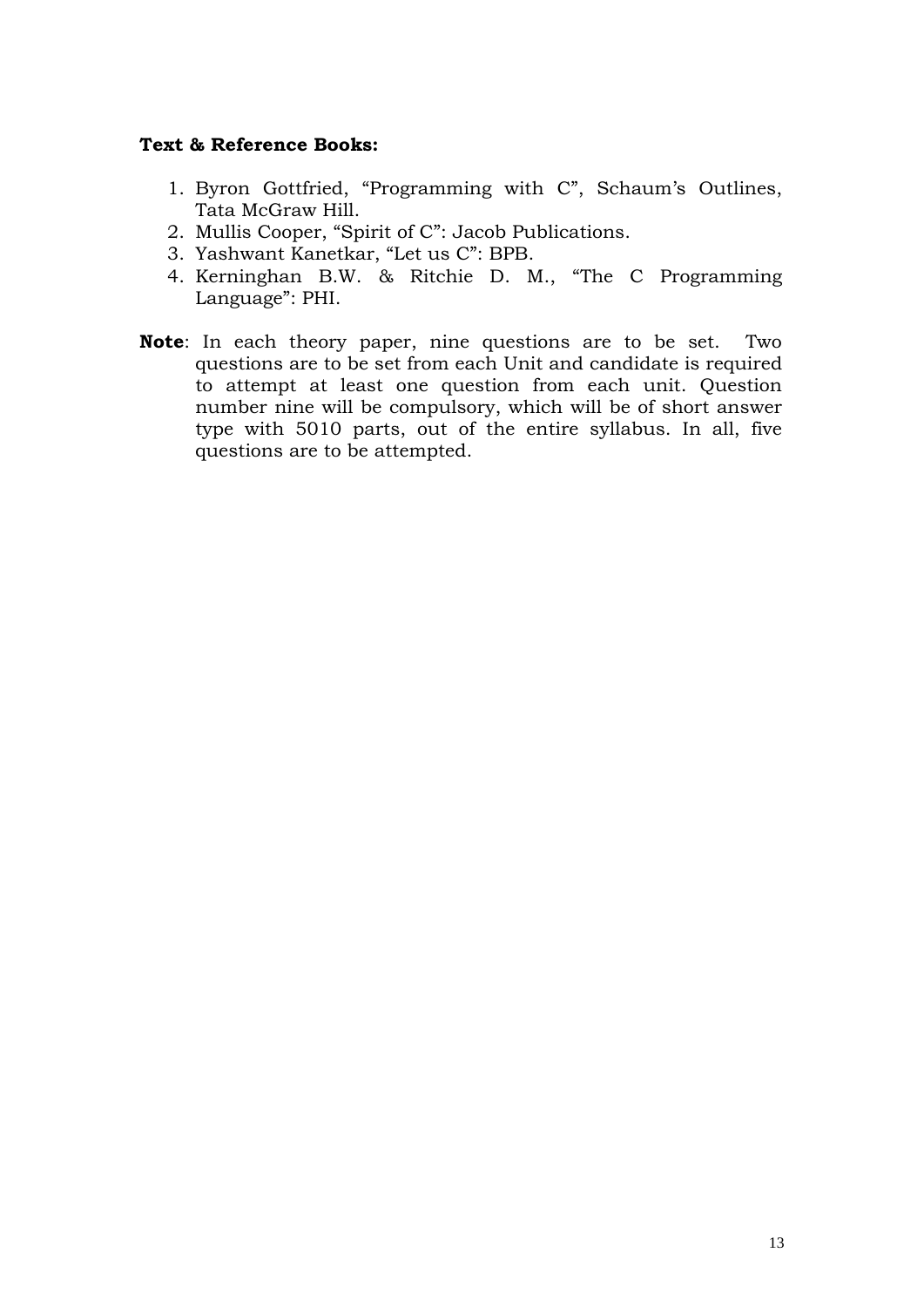**Text & Reference Books:**

1. Byron Gottfried, "Programming with C", Schaum's Outlines, Tata McGraw Hill.
2. Mullis Cooper, "Spirit of C": Jacob Publications.
3. Yashwant Kanetkar, "Let us C": BPB.
4. Kerninghan B.W. & Ritchie D. M., "The C Programming Language": PHI.

**Note**: In each theory paper, nine questions are to be set. Two questions are to be set from each Unit and candidate is required to attempt at least one question from each unit. Question number nine will be compulsory, which will be of short answer type with 5010 parts, out of the entire syllabus. In all, five questions are to be attempted.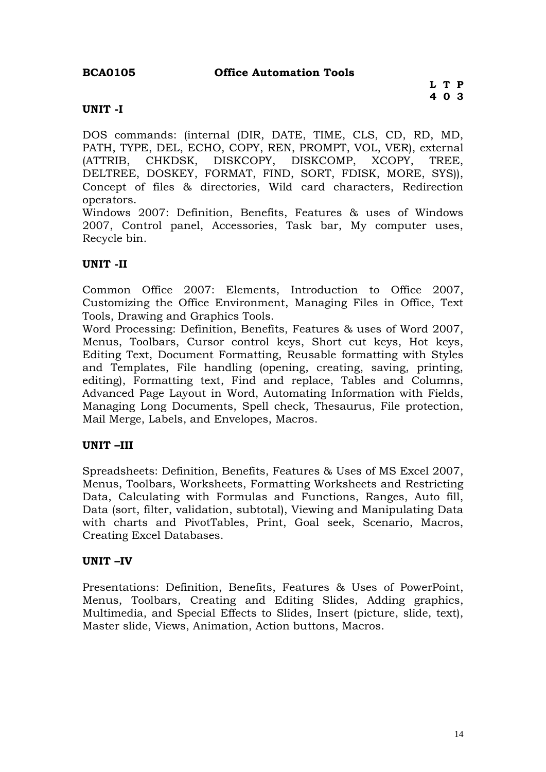**BCA0105 Office Automation Tools**

| L | T | P |
|---|---|---|
| 4 | 0 | 3 |

**UNIT -I**

DOS commands: (internal (DIR, DATE, TIME, CLS, CD, RD, MD, PATH, TYPE, DEL, ECHO, COPY, REN, PROMPT, VOL, VER), external (ATTRIB, CHKDSK, DISKCOPY, DISKCOMP, XCOPY, TREE, DELTREE, DOSKEY, FORMAT, FIND, SORT, FDISK, MORE, SYS)), Concept of files & directories, Wild card characters, Redirection operators.

Windows 2007: Definition, Benefits, Features & uses of Windows 2007, Control panel, Accessories, Task bar, My computer uses, Recycle bin.

**UNIT -II**

Common Office 2007: Elements, Introduction to Office 2007, Customizing the Office Environment, Managing Files in Office, Text Tools, Drawing and Graphics Tools.

Word Processing: Definition, Benefits, Features & uses of Word 2007, Menus, Toolbars, Cursor control keys, Short cut keys, Hot keys, Editing Text, Document Formatting, Reusable formatting with Styles and Templates, File handling (opening, creating, saving, printing, editing), Formatting text, Find and replace, Tables and Columns, Advanced Page Layout in Word, Automating Information with Fields, Managing Long Documents, Spell check, Thesaurus, File protection, Mail Merge, Labels, and Envelopes, Macros.

**UNIT –III**

Spreadsheets: Definition, Benefits, Features & Uses of MS Excel 2007, Menus, Toolbars, Worksheets, Formatting Worksheets and Restricting Data, Calculating with Formulas and Functions, Ranges, Auto fill, Data (sort, filter, validation, subtotal), Viewing and Manipulating Data with charts and PivotTables, Print, Goal seek, Scenario, Macros, Creating Excel Databases.

**UNIT –IV**

Presentations: Definition, Benefits, Features & Uses of PowerPoint, Menus, Toolbars, Creating and Editing Slides, Adding graphics, Multimedia, and Special Effects to Slides, Insert (picture, slide, text), Master slide, Views, Animation, Action buttons, Macros.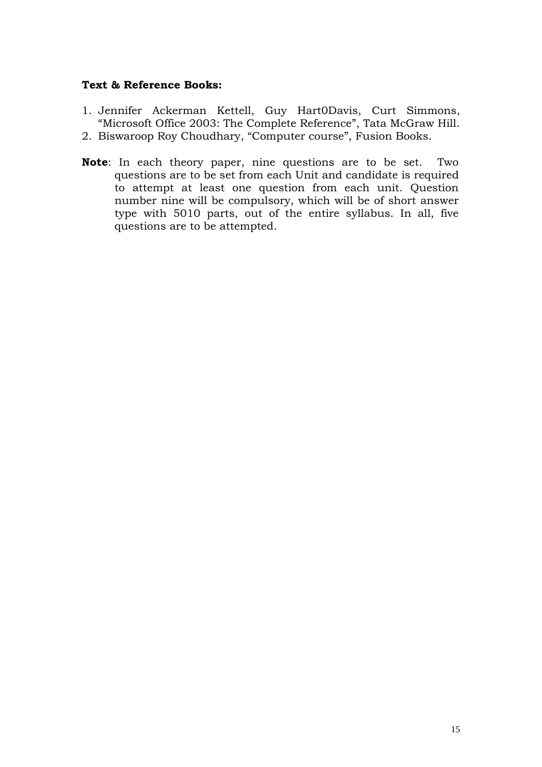**Text & Reference Books:**

1. Jennifer Ackerman Kettell, Guy Hart0Davis, Curt Simmons, "Microsoft Office 2003: The Complete Reference", Tata McGraw Hill.
2. Biswaroop Roy Choudhary, "Computer course", Fusion Books.

**Note**: In each theory paper, nine questions are to be set. Two questions are to be set from each Unit and candidate is required to attempt at least one question from each unit. Question number nine will be compulsory, which will be of short answer type with 5010 parts, out of the entire syllabus. In all, five questions are to be attempted.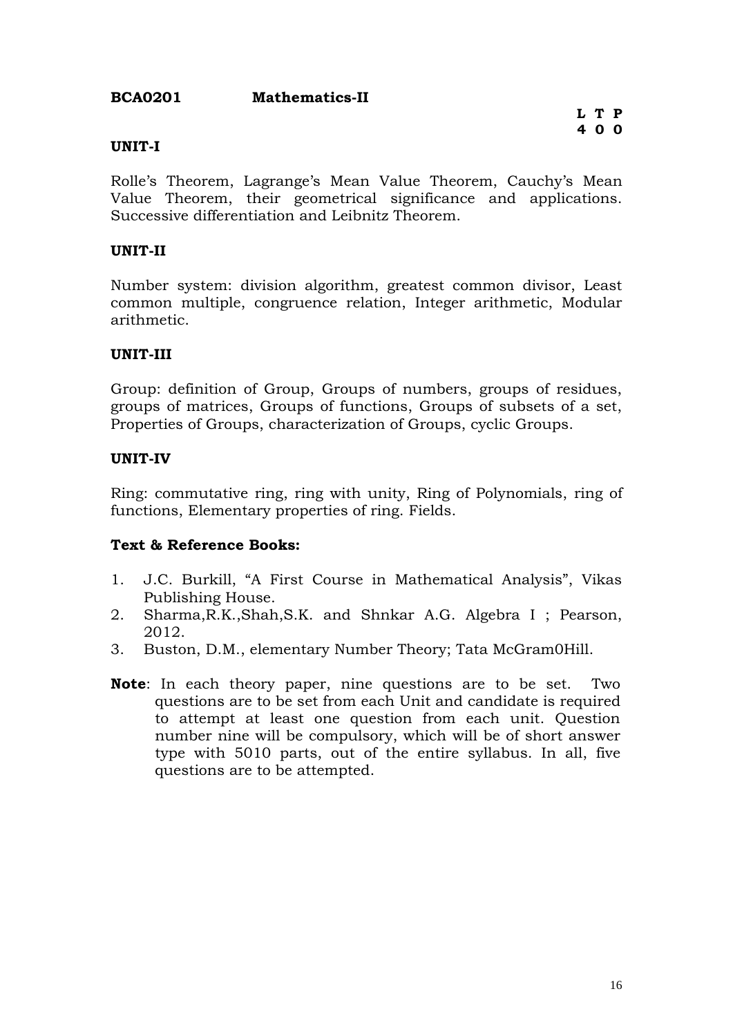**BCA0201 Mathematics-II**

| L | T | P |
|---|---|---|
| 4 | 0 | 0 |

**UNIT-I**

Rolle's Theorem, Lagrange's Mean Value Theorem, Cauchy's Mean Value Theorem, their geometrical significance and applications. Successive differentiation and Leibnitz Theorem.

**UNIT-II**

Number system: division algorithm, greatest common divisor, Least common multiple, congruence relation, Integer arithmetic, Modular arithmetic.

**UNIT-III**

Group: definition of Group, Groups of numbers, groups of residues, groups of matrices, Groups of functions, Groups of subsets of a set, Properties of Groups, characterization of Groups, cyclic Groups.

**UNIT-IV**

Ring: commutative ring, ring with unity, Ring of Polynomials, ring of functions, Elementary properties of ring. Fields.

**Text & Reference Books:**

1. J.C. Burkill, "A First Course in Mathematical Analysis", Vikas Publishing House.
2. Sharma,R.K.,Shah,S.K. and Shnkar A.G. Algebra I ; Pearson, 2012.
3. Buston, D.M., elementary Number Theory; Tata McGram0Hill.

**Note**: In each theory paper, nine questions are to be set. Two questions are to be set from each Unit and candidate is required to attempt at least one question from each unit. Question number nine will be compulsory, which will be of short answer type with 5010 parts, out of the entire syllabus. In all, five questions are to be attempted.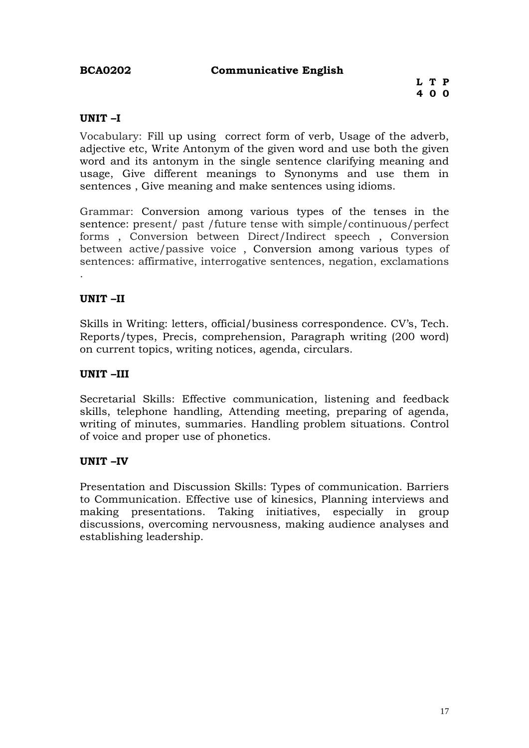**BCA0202 Communicative English**

| L | T | P |
|---|---|---|
| 4 | 0 | 0 |

**UNIT –I**

Vocabulary: Fill up using correct form of verb, Usage of the adverb, adjective etc, Write Antonym of the given word and use both the given word and its antonym in the single sentence clarifying meaning and usage, Give different meanings to Synonyms and use them in sentences , Give meaning and make sentences using idioms.

Grammar: Conversion among various types of the tenses in the sentence: present/ past /future tense with simple/continuous/perfect forms , Conversion between Direct/Indirect speech , Conversion between active/passive voice , Conversion among various types of sentences: affirmative, interrogative sentences, negation, exclamations .

**UNIT –II**

Skills in Writing: letters, official/business correspondence. CV's, Tech. Reports/types, Precis, comprehension, Paragraph writing (200 word) on current topics, writing notices, agenda, circulars.

**UNIT –III**

Secretarial Skills: Effective communication, listening and feedback skills, telephone handling, Attending meeting, preparing of agenda, writing of minutes, summaries. Handling problem situations. Control of voice and proper use of phonetics.

**UNIT –IV**

Presentation and Discussion Skills: Types of communication. Barriers to Communication. Effective use of kinesics, Planning interviews and making presentations. Taking initiatives, especially in group discussions, overcoming nervousness, making audience analyses and establishing leadership.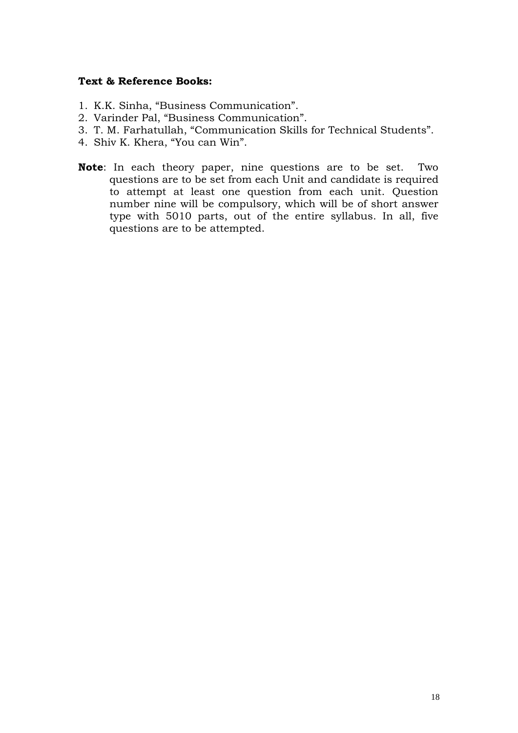**Text & Reference Books:**

1. K.K. Sinha, “Business Communication”.
2. Varinder Pal, “Business Communication”.
3. T. M. Farhatullah, “Communication Skills for Technical Students”.
4. Shiv K. Khera, “You can Win”.

**Note**: In each theory paper, nine questions are to be set. Two questions are to be set from each Unit and candidate is required to attempt at least one question from each unit. Question number nine will be compulsory, which will be of short answer type with 5010 parts, out of the entire syllabus. In all, five questions are to be attempted.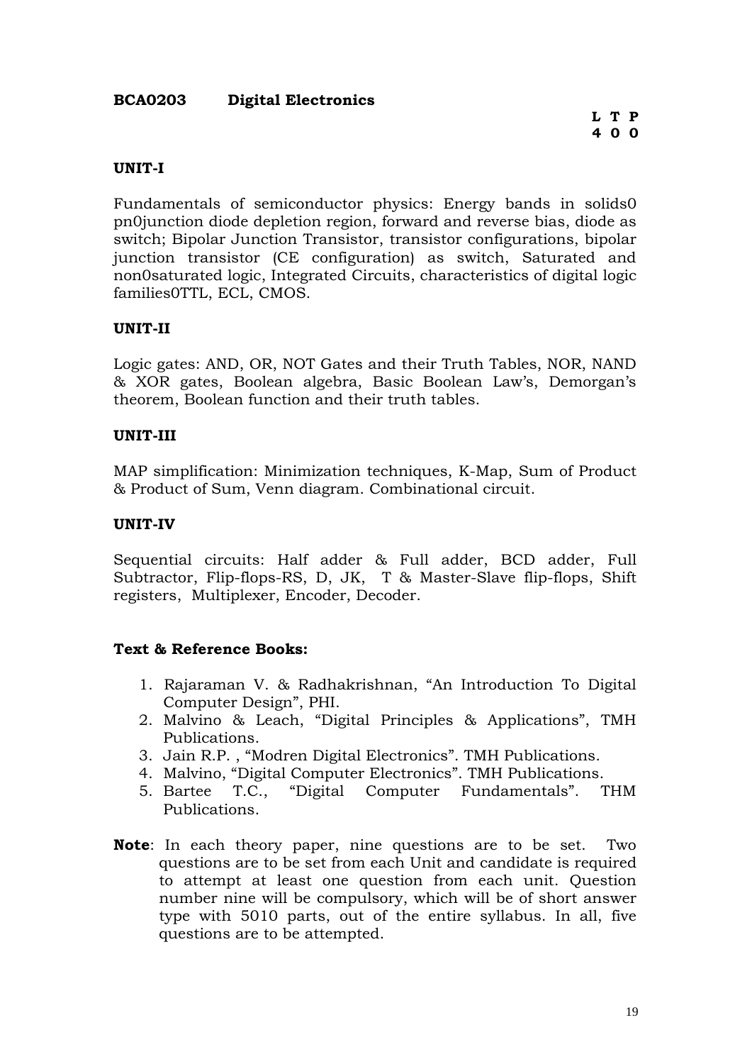**BCA0203 Digital Electronics**

| L | T | P |
|---|---|---|
| 4 | 0 | 0 |

**UNIT-I**

Fundamentals of semiconductor physics: Energy bands in solids0 pn0junction diode depletion region, forward and reverse bias, diode as switch; Bipolar Junction Transistor, transistor configurations, bipolar junction transistor (CE configuration) as switch, Saturated and non0saturated logic, Integrated Circuits, characteristics of digital logic families0TTL, ECL, CMOS.

**UNIT-II**

Logic gates: AND, OR, NOT Gates and their Truth Tables, NOR, NAND & XOR gates, Boolean algebra, Basic Boolean Law's, Demorgan's theorem, Boolean function and their truth tables.

**UNIT-III**

MAP simplification: Minimization techniques, K-Map, Sum of Product & Product of Sum, Venn diagram. Combinational circuit.

**UNIT-IV**

Sequential circuits: Half adder & Full adder, BCD adder, Full Subtractor, Flip-flops-RS, D, JK, T & Master-Slave flip-flops, Shift registers, Multiplexer, Encoder, Decoder.

**Text & Reference Books:**

1. Rajaraman V. & Radhakrishnan, "An Introduction To Digital Computer Design", PHI.
2. Malvino & Leach, "Digital Principles & Applications", TMH Publications.
3. Jain R.P. , "Modren Digital Electronics". TMH Publications.
4. Malvino, "Digital Computer Electronics". TMH Publications.
5. Bartee T.C., "Digital Computer Fundamentals". THM Publications.

**Note**: In each theory paper, nine questions are to be set. Two questions are to be set from each Unit and candidate is required to attempt at least one question from each unit. Question number nine will be compulsory, which will be of short answer type with 5010 parts, out of the entire syllabus. In all, five questions are to be attempted.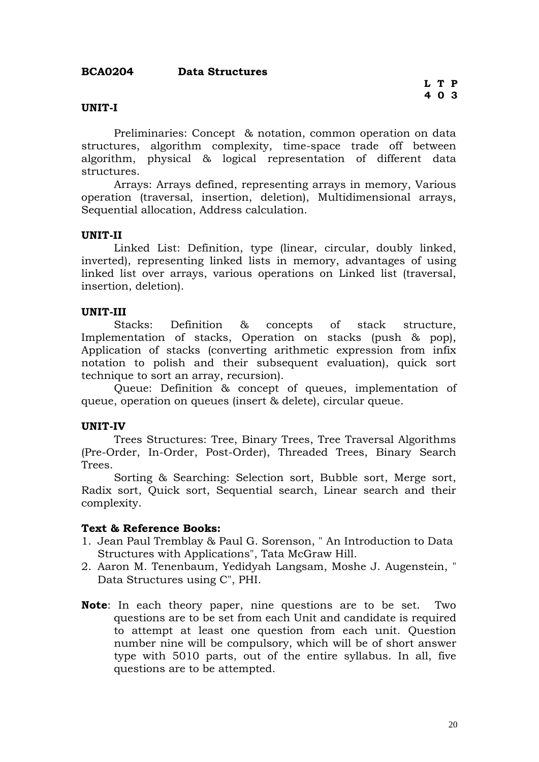**BCA0204 Data Structures**

| L | T | P |
|---|---|---|
| 4 | 0 | 3 |

**UNIT-I**

Preliminaries: Concept & notation, common operation on data structures, algorithm complexity, time-space trade off between algorithm, physical & logical representation of different data structures.

Arrays: Arrays defined, representing arrays in memory, Various operation (traversal, insertion, deletion), Multidimensional arrays, Sequential allocation, Address calculation.

**UNIT-II**

Linked List: Definition, type (linear, circular, doubly linked, inverted), representing linked lists in memory, advantages of using linked list over arrays, various operations on Linked list (traversal, insertion, deletion).

**UNIT-III**

Stacks: Definition & concepts of stack structure, Implementation of stacks, Operation on stacks (push & pop), Application of stacks (converting arithmetic expression from infix notation to polish and their subsequent evaluation), quick sort technique to sort an array, recursion).

Queue: Definition & concept of queues, implementation of queue, operation on queues (insert & delete), circular queue.

**UNIT-IV**

Trees Structures: Tree, Binary Trees, Tree Traversal Algorithms (Pre-Order, In-Order, Post-Order), Threaded Trees, Binary Search Trees.

Sorting & Searching: Selection sort, Bubble sort, Merge sort, Radix sort, Quick sort, Sequential search, Linear search and their complexity.

**Text & Reference Books:**

1. Jean Paul Tremblay & Paul G. Sorenson, " An Introduction to Data Structures with Applications", Tata McGraw Hill.
2. Aaron M. Tenenbaum, Yedidyah Langsam, Moshe J. Augenstein, " Data Structures using C", PHI.

**Note**: In each theory paper, nine questions are to be set. Two questions are to be set from each Unit and candidate is required to attempt at least one question from each unit. Question number nine will be compulsory, which will be of short answer type with 5010 parts, out of the entire syllabus. In all, five questions are to be attempted.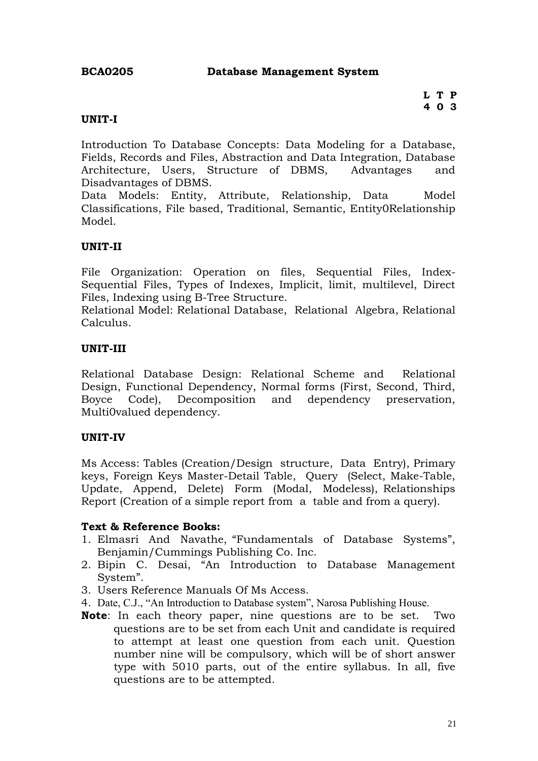**BCA0205 Database Management System**

| L | T | P |
|---|---|---|
| 4 | 0 | 3 |

**UNIT-I**

Introduction To Database Concepts: Data Modeling for a Database, Fields, Records and Files, Abstraction and Data Integration, Database Architecture, Users, Structure of DBMS, Advantages and Disadvantages of DBMS.
Data Models: Entity, Attribute, Relationship, Data Model Classifications, File based, Traditional, Semantic, Entity0Relationship Model.

**UNIT-II**

File Organization: Operation on files, Sequential Files, Index-Sequential Files, Types of Indexes, Implicit, limit, multilevel, Direct Files, Indexing using B-Tree Structure.
Relational Model: Relational Database, Relational Algebra, Relational Calculus.

**UNIT-III**

Relational Database Design: Relational Scheme and Relational Design, Functional Dependency, Normal forms (First, Second, Third, Boyce Code), Decomposition and dependency preservation, Multi0valued dependency.

**UNIT-IV**

Ms Access: Tables (Creation/Design structure, Data Entry), Primary keys, Foreign Keys Master-Detail Table, Query (Select, Make-Table, Update, Append, Delete) Form (Modal, Modeless), Relationships Report (Creation of a simple report from a table and from a query).

**Text & Reference Books:**

1. Elmasri And Navathe, "Fundamentals of Database Systems", Benjamin/Cummings Publishing Co. Inc.
2. Bipin C. Desai, "An Introduction to Database Management System".
3. Users Reference Manuals Of Ms Access.
4. Date, C.J., "An Introduction to Database system", Narosa Publishing House.

**Note**: In each theory paper, nine questions are to be set. Two questions are to be set from each Unit and candidate is required to attempt at least one question from each unit. Question number nine will be compulsory, which will be of short answer type with 5010 parts, out of the entire syllabus. In all, five questions are to be attempted.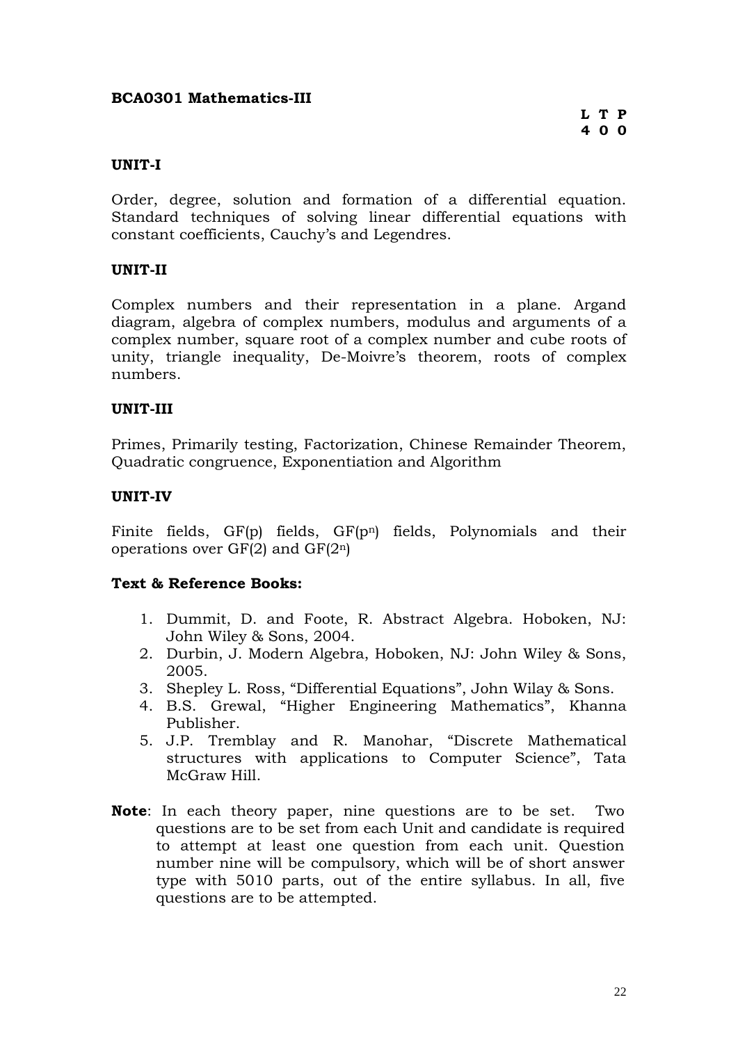**BCA0301 Mathematics-III**

**L T P**
**4 0 0**

**UNIT-I**

Order, degree, solution and formation of a differential equation. Standard techniques of solving linear differential equations with constant coefficients, Cauchy's and Legendres.

**UNIT-II**

Complex numbers and their representation in a plane. Argand diagram, algebra of complex numbers, modulus and arguments of a complex number, square root of a complex number and cube roots of unity, triangle inequality, De-Moivre's theorem, roots of complex numbers.

**UNIT-III**

Primes, Primarily testing, Factorization, Chinese Remainder Theorem, Quadratic congruence, Exponentiation and Algorithm

**UNIT-IV**

Finite fields, GF(p) fields, GF($p^n$) fields, Polynomials and their operations over GF(2) and GF($2^n$)

**Text & Reference Books:**

1. Dummit, D. and Foote, R. Abstract Algebra. Hoboken, NJ: John Wiley & Sons, 2004.
2. Durbin, J. Modern Algebra, Hoboken, NJ: John Wiley & Sons, 2005.
3. Shepley L. Ross, "Differential Equations", John Wilay & Sons.
4. B.S. Grewal, "Higher Engineering Mathematics", Khanna Publisher.
5. J.P. Tremblay and R. Manohar, "Discrete Mathematical structures with applications to Computer Science", Tata McGraw Hill.

**Note**: In each theory paper, nine questions are to be set. Two questions are to be set from each Unit and candidate is required to attempt at least one question from each unit. Question number nine will be compulsory, which will be of short answer type with 5010 parts, out of the entire syllabus. In all, five questions are to be attempted.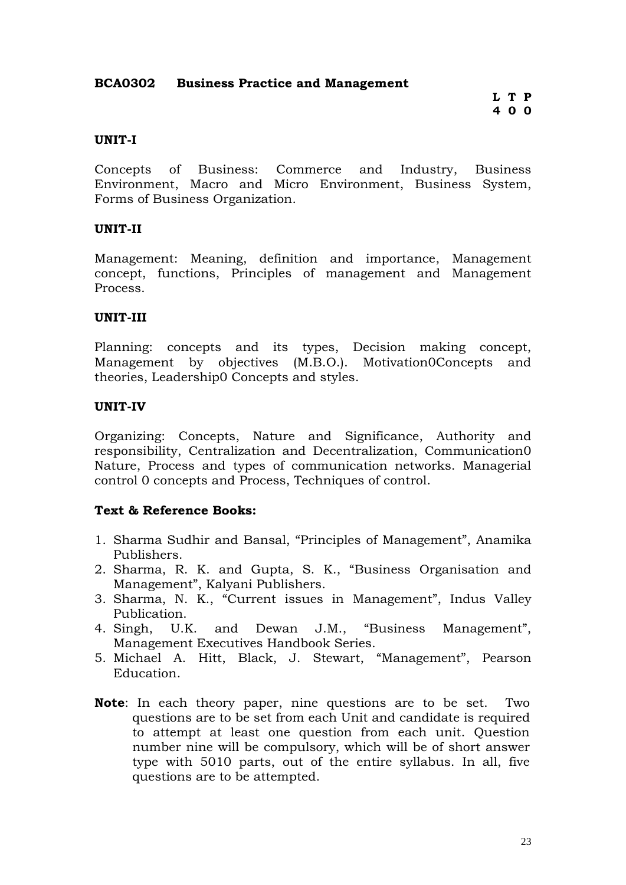**BCA0302 Business Practice and Management**

**L T P**
**4 0 0**

**UNIT-I**

Concepts of Business: Commerce and Industry, Business Environment, Macro and Micro Environment, Business System, Forms of Business Organization.

**UNIT-II**

Management: Meaning, definition and importance, Management concept, functions, Principles of management and Management Process.

**UNIT-III**

Planning: concepts and its types, Decision making concept, Management by objectives (M.B.O.). Motivation0Concepts and theories, Leadership0 Concepts and styles.

**UNIT-IV**

Organizing: Concepts, Nature and Significance, Authority and responsibility, Centralization and Decentralization, Communication0 Nature, Process and types of communication networks. Managerial control 0 concepts and Process, Techniques of control.

**Text & Reference Books:**

1. Sharma Sudhir and Bansal, "Principles of Management", Anamika Publishers.
2. Sharma, R. K. and Gupta, S. K., "Business Organisation and Management", Kalyani Publishers.
3. Sharma, N. K., "Current issues in Management", Indus Valley Publication.
4. Singh, U.K. and Dewan J.M., "Business Management", Management Executives Handbook Series.
5. Michael A. Hitt, Black, J. Stewart, "Management", Pearson Education.

**Note**: In each theory paper, nine questions are to be set. Two questions are to be set from each Unit and candidate is required to attempt at least one question from each unit. Question number nine will be compulsory, which will be of short answer type with 5010 parts, out of the entire syllabus. In all, five questions are to be attempted.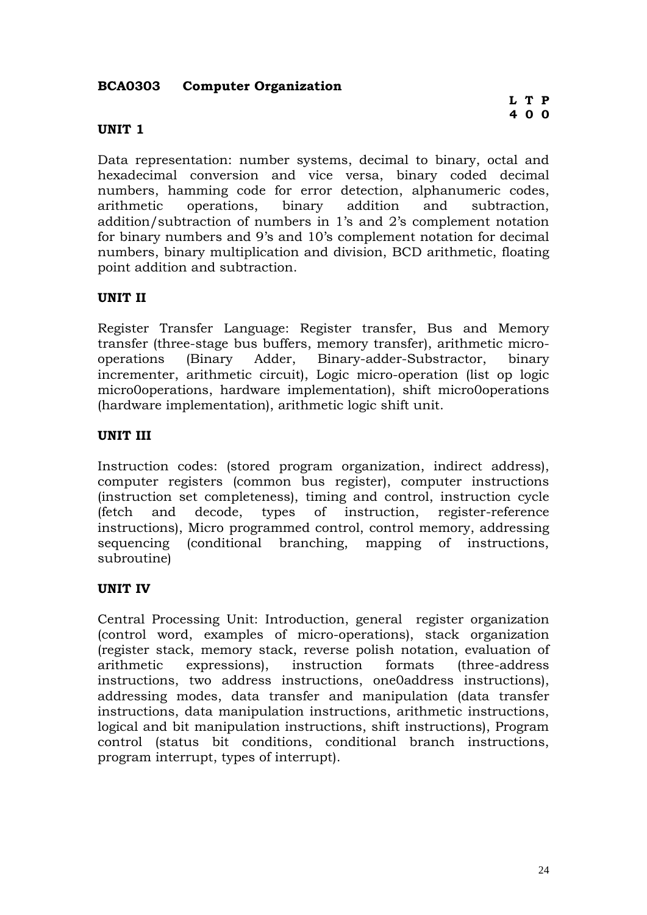**BCA0303 Computer Organization**

| L | T | P |
|---|---|---|
| 4 | 0 | 0 |

**UNIT 1**

Data representation: number systems, decimal to binary, octal and hexadecimal conversion and vice versa, binary coded decimal numbers, hamming code for error detection, alphanumeric codes, arithmetic operations, binary addition and subtraction, addition/subtraction of numbers in 1's and 2's complement notation for binary numbers and 9's and 10's complement notation for decimal numbers, binary multiplication and division, BCD arithmetic, floating point addition and subtraction.

**UNIT II**

Register Transfer Language: Register transfer, Bus and Memory transfer (three-stage bus buffers, memory transfer), arithmetic micro-operations (Binary Adder, Binary-adder-Substractor, binary incrementer, arithmetic circuit), Logic micro-operation (list op logic micro0operations, hardware implementation), shift micro0operations (hardware implementation), arithmetic logic shift unit.

**UNIT III**

Instruction codes: (stored program organization, indirect address), computer registers (common bus register), computer instructions (instruction set completeness), timing and control, instruction cycle (fetch and decode, types of instruction, register-reference instructions), Micro programmed control, control memory, addressing sequencing (conditional branching, mapping of instructions, subroutine)

**UNIT IV**

Central Processing Unit: Introduction, general register organization (control word, examples of micro-operations), stack organization (register stack, memory stack, reverse polish notation, evaluation of arithmetic expressions), instruction formats (three-address instructions, two address instructions, one0address instructions), addressing modes, data transfer and manipulation (data transfer instructions, data manipulation instructions, arithmetic instructions, logical and bit manipulation instructions, shift instructions), Program control (status bit conditions, conditional branch instructions, program interrupt, types of interrupt).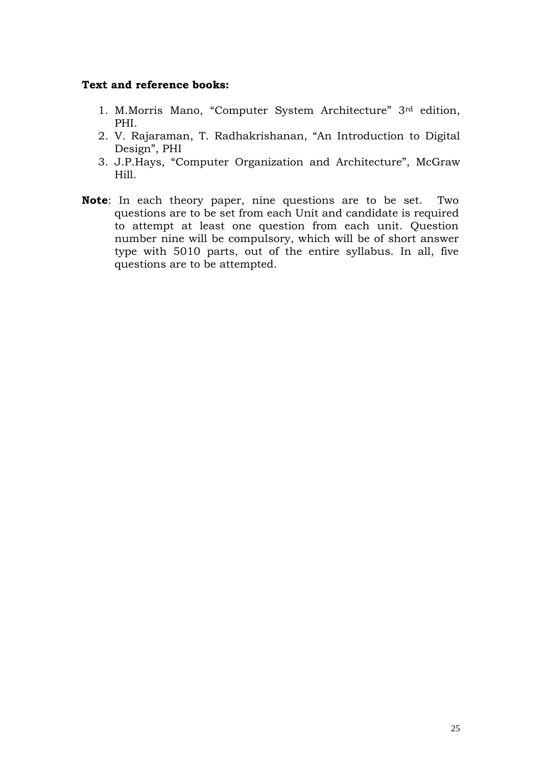**Text and reference books:**

1. M.Morris Mano, "Computer System Architecture" 3rd edition, PHI.
2. V. Rajaraman, T. Radhakrishanan, "An Introduction to Digital Design", PHI
3. J.P.Hays, "Computer Organization and Architecture", McGraw Hill.

**Note**: In each theory paper, nine questions are to be set. Two questions are to be set from each Unit and candidate is required to attempt at least one question from each unit. Question number nine will be compulsory, which will be of short answer type with 5010 parts, out of the entire syllabus. In all, five questions are to be attempted.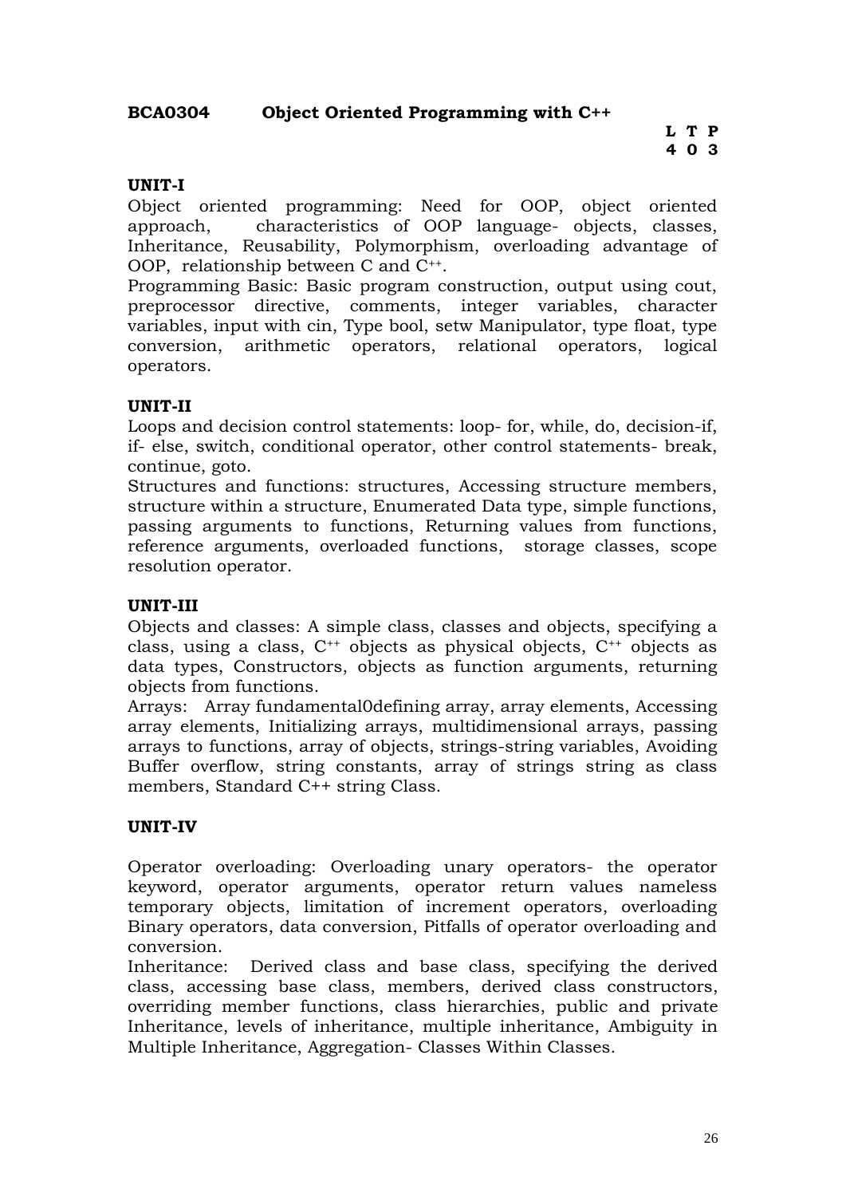**BCA0304 Object Oriented Programming with C++**

| L | T | P |
|---|---|---|
| 4 | 0 | 3 |

**UNIT-I**

Object oriented programming: Need for OOP, object oriented approach, characteristics of OOP language- objects, classes, Inheritance, Reusability, Polymorphism, overloading advantage of OOP, relationship between C and C++.

Programming Basic: Basic program construction, output using cout, preprocessor directive, comments, integer variables, character variables, input with cin, Type bool, setw Manipulator, type float, type conversion, arithmetic operators, relational operators, logical operators.

**UNIT-II**

Loops and decision control statements: loop- for, while, do, decision-if, if- else, switch, conditional operator, other control statements- break, continue, goto.

Structures and functions: structures, Accessing structure members, structure within a structure, Enumerated Data type, simple functions, passing arguments to functions, Returning values from functions, reference arguments, overloaded functions, storage classes, scope resolution operator.

**UNIT-III**

Objects and classes: A simple class, classes and objects, specifying a class, using a class, C++ objects as physical objects, C++ objects as data types, Constructors, objects as function arguments, returning objects from functions.

Arrays: Array fundamental0defining array, array elements, Accessing array elements, Initializing arrays, multidimensional arrays, passing arrays to functions, array of objects, strings-string variables, Avoiding Buffer overflow, string constants, array of strings string as class members, Standard C++ string Class.

**UNIT-IV**

Operator overloading: Overloading unary operators- the operator keyword, operator arguments, operator return values nameless temporary objects, limitation of increment operators, overloading Binary operators, data conversion, Pitfalls of operator overloading and conversion.

Inheritance: Derived class and base class, specifying the derived class, accessing base class, members, derived class constructors, overriding member functions, class hierarchies, public and private Inheritance, levels of inheritance, multiple inheritance, Ambiguity in Multiple Inheritance, Aggregation- Classes Within Classes.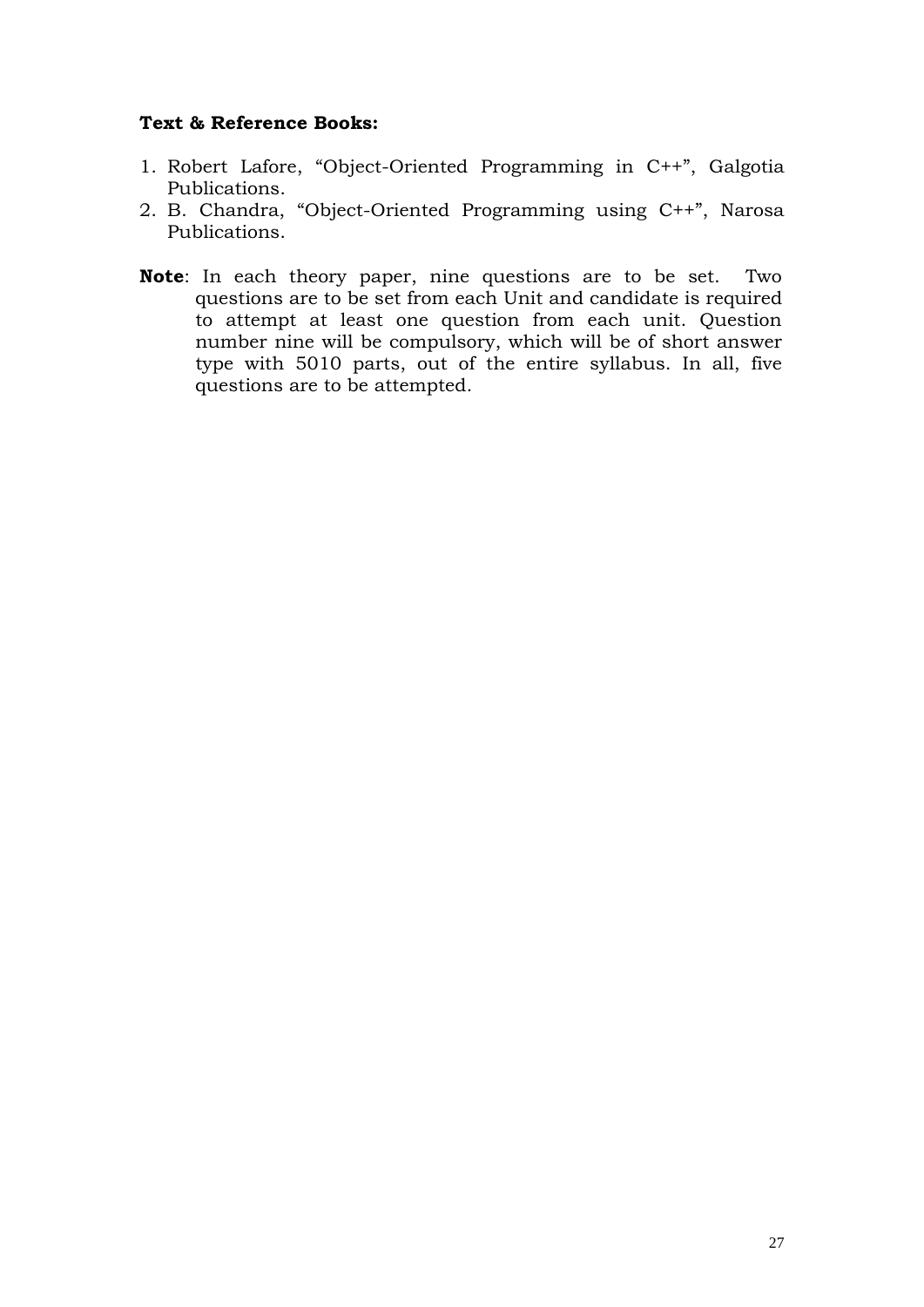**Text & Reference Books:**

1. Robert Lafore, "Object-Oriented Programming in C++", Galgotia Publications.
2. B. Chandra, "Object-Oriented Programming using C++", Narosa Publications.

**Note**: In each theory paper, nine questions are to be set. Two questions are to be set from each Unit and candidate is required to attempt at least one question from each unit. Question number nine will be compulsory, which will be of short answer type with 5010 parts, out of the entire syllabus. In all, five questions are to be attempted.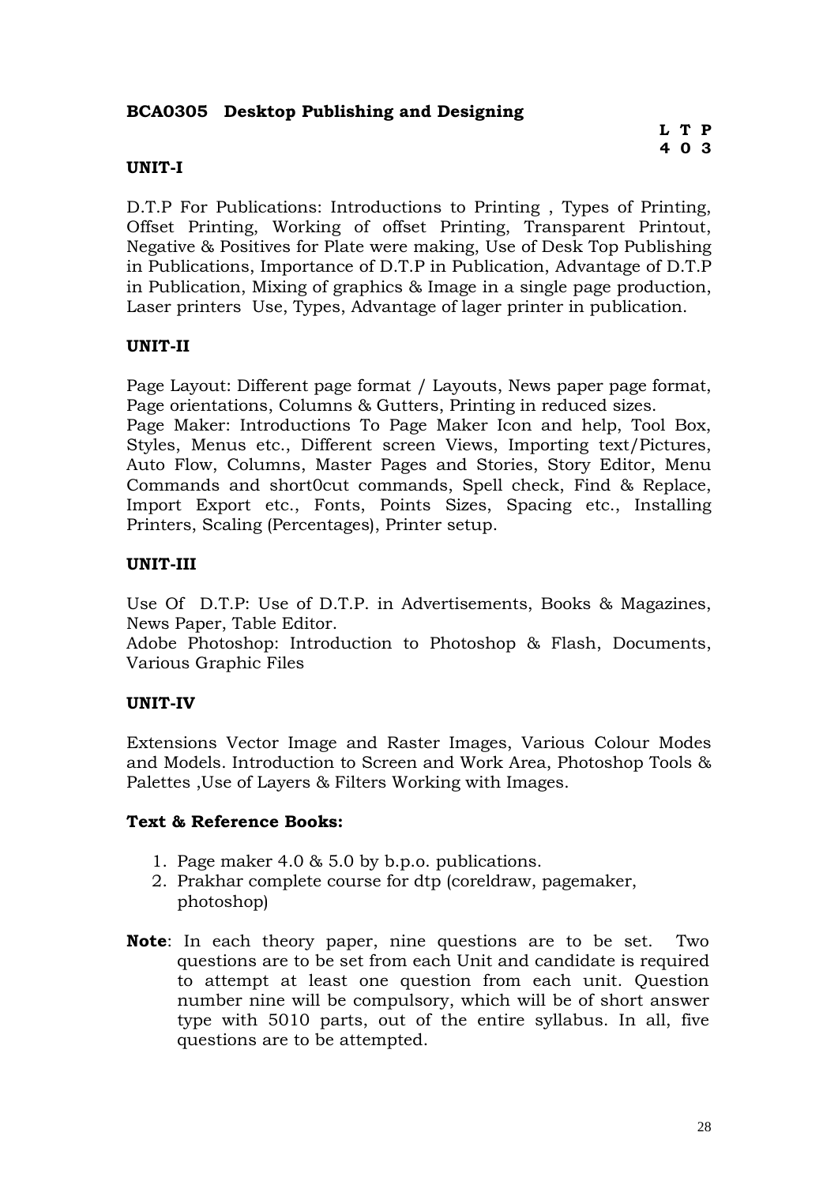**BCA0305 Desktop Publishing and Designing**

| L | T | P |
|---|---|---|
| 4 | 0 | 3 |

**UNIT-I**

D.T.P For Publications: Introductions to Printing , Types of Printing, Offset Printing, Working of offset Printing, Transparent Printout, Negative & Positives for Plate were making, Use of Desk Top Publishing in Publications, Importance of D.T.P in Publication, Advantage of D.T.P in Publication, Mixing of graphics & Image in a single page production, Laser printers Use, Types, Advantage of lager printer in publication.

**UNIT-II**

Page Layout: Different page format / Layouts, News paper page format, Page orientations, Columns & Gutters, Printing in reduced sizes.
Page Maker: Introductions To Page Maker Icon and help, Tool Box, Styles, Menus etc., Different screen Views, Importing text/Pictures, Auto Flow, Columns, Master Pages and Stories, Story Editor, Menu Commands and short0cut commands, Spell check, Find & Replace, Import Export etc., Fonts, Points Sizes, Spacing etc., Installing Printers, Scaling (Percentages), Printer setup.

**UNIT-III**

Use Of D.T.P: Use of D.T.P. in Advertisements, Books & Magazines, News Paper, Table Editor.
Adobe Photoshop: Introduction to Photoshop & Flash, Documents, Various Graphic Files

**UNIT-IV**

Extensions Vector Image and Raster Images, Various Colour Modes and Models. Introduction to Screen and Work Area, Photoshop Tools & Palettes ,Use of Layers & Filters Working with Images.

**Text & Reference Books:**

1. Page maker 4.0 & 5.0 by b.p.o. publications.
2. Prakhar complete course for dtp (coreldraw, pagemaker, photoshop)

**Note**: In each theory paper, nine questions are to be set. Two questions are to be set from each Unit and candidate is required to attempt at least one question from each unit. Question number nine will be compulsory, which will be of short answer type with 5010 parts, out of the entire syllabus. In all, five questions are to be attempted.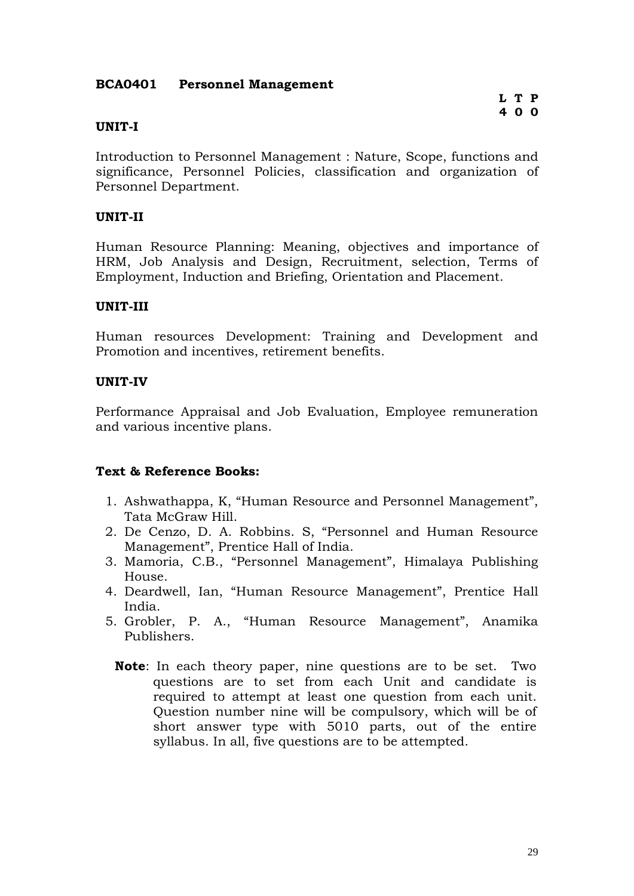**BCA0401 Personnel Management**

| L | T | P |
|---|---|---|
| 4 | 0 | 0 |

**UNIT-I**

Introduction to Personnel Management : Nature, Scope, functions and significance, Personnel Policies, classification and organization of Personnel Department.

**UNIT-II**

Human Resource Planning: Meaning, objectives and importance of HRM, Job Analysis and Design, Recruitment, selection, Terms of Employment, Induction and Briefing, Orientation and Placement.

**UNIT-III**

Human resources Development: Training and Development and Promotion and incentives, retirement benefits.

**UNIT-IV**

Performance Appraisal and Job Evaluation, Employee remuneration and various incentive plans.

**Text & Reference Books:**

1. Ashwathappa, K, "Human Resource and Personnel Management", Tata McGraw Hill.
2. De Cenzo, D. A. Robbins. S, "Personnel and Human Resource Management", Prentice Hall of India.
3. Mamoria, C.B., "Personnel Management", Himalaya Publishing House.
4. Deardwell, Ian, "Human Resource Management", Prentice Hall India.
5. Grobler, P. A., "Human Resource Management", Anamika Publishers.

**Note**: In each theory paper, nine questions are to be set. Two questions are to set from each Unit and candidate is required to attempt at least one question from each unit. Question number nine will be compulsory, which will be of short answer type with 5010 parts, out of the entire syllabus. In all, five questions are to be attempted.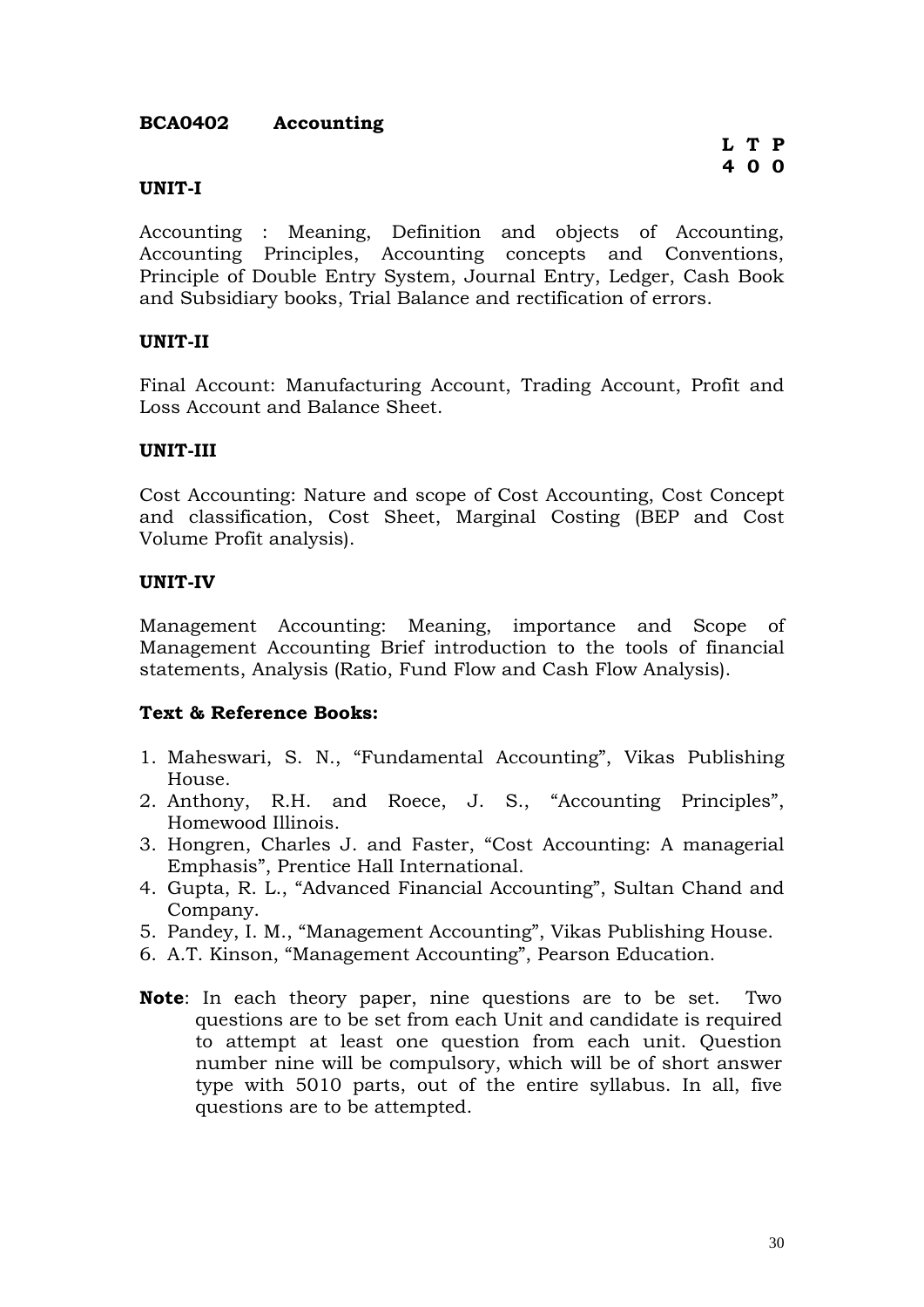**BCA0402 Accounting**

**L T P**
**4 0 0**

**UNIT-I**

Accounting : Meaning, Definition and objects of Accounting, Accounting Principles, Accounting concepts and Conventions, Principle of Double Entry System, Journal Entry, Ledger, Cash Book and Subsidiary books, Trial Balance and rectification of errors.

**UNIT-II**

Final Account: Manufacturing Account, Trading Account, Profit and Loss Account and Balance Sheet.

**UNIT-III**

Cost Accounting: Nature and scope of Cost Accounting, Cost Concept and classification, Cost Sheet, Marginal Costing (BEP and Cost Volume Profit analysis).

**UNIT-IV**

Management Accounting: Meaning, importance and Scope of Management Accounting Brief introduction to the tools of financial statements, Analysis (Ratio, Fund Flow and Cash Flow Analysis).

**Text & Reference Books:**

1. Maheswari, S. N., "Fundamental Accounting", Vikas Publishing House.
2. Anthony, R.H. and Roece, J. S., "Accounting Principles", Homewood Illinois.
3. Hongren, Charles J. and Faster, "Cost Accounting: A managerial Emphasis", Prentice Hall International.
4. Gupta, R. L., "Advanced Financial Accounting", Sultan Chand and Company.
5. Pandey, I. M., "Management Accounting", Vikas Publishing House.
6. A.T. Kinson, "Management Accounting", Pearson Education.

**Note**: In each theory paper, nine questions are to be set. Two questions are to be set from each Unit and candidate is required to attempt at least one question from each unit. Question number nine will be compulsory, which will be of short answer type with 5010 parts, out of the entire syllabus. In all, five questions are to be attempted.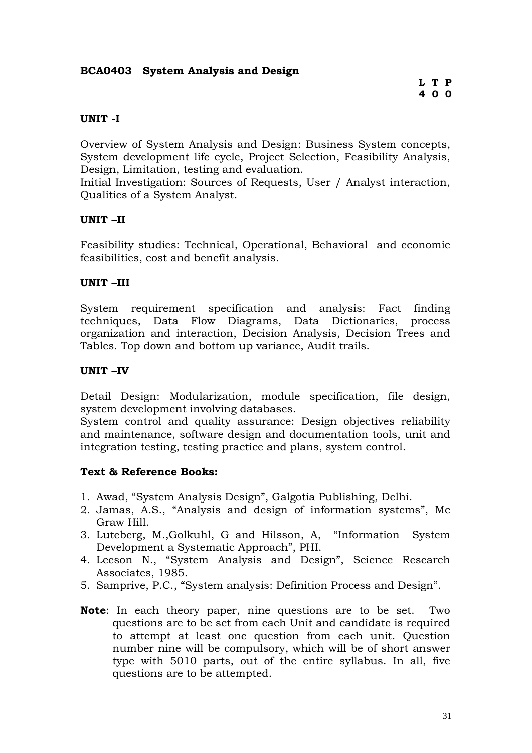## BCA0403 System Analysis and Design

**L T P**
**4 0 0**

### UNIT -I

Overview of System Analysis and Design: Business System concepts, System development life cycle, Project Selection, Feasibility Analysis, Design, Limitation, testing and evaluation.
Initial Investigation: Sources of Requests, User / Analyst interaction, Qualities of a System Analyst.

### UNIT –II

Feasibility studies: Technical, Operational, Behavioral and economic feasibilities, cost and benefit analysis.

### UNIT –III

System requirement specification and analysis: Fact finding techniques, Data Flow Diagrams, Data Dictionaries, process organization and interaction, Decision Analysis, Decision Trees and Tables. Top down and bottom up variance, Audit trails.

### UNIT –IV

Detail Design: Modularization, module specification, file design, system development involving databases.
System control and quality assurance: Design objectives reliability and maintenance, software design and documentation tools, unit and integration testing, testing practice and plans, system control.

### Text & Reference Books:

1. Awad, "System Analysis Design", Galgotia Publishing, Delhi.
2. Jamas, A.S., "Analysis and design of information systems", Mc Graw Hill.
3. Luteberg, M.,Golkuhl, G and Hilsson, A, "Information System Development a Systematic Approach", PHI.
4. Leeson N., "System Analysis and Design", Science Research Associates, 1985.
5. Samprive, P.C., "System analysis: Definition Process and Design".

**Note**: In each theory paper, nine questions are to be set. Two questions are to be set from each Unit and candidate is required to attempt at least one question from each unit. Question number nine will be compulsory, which will be of short answer type with 5010 parts, out of the entire syllabus. In all, five questions are to be attempted.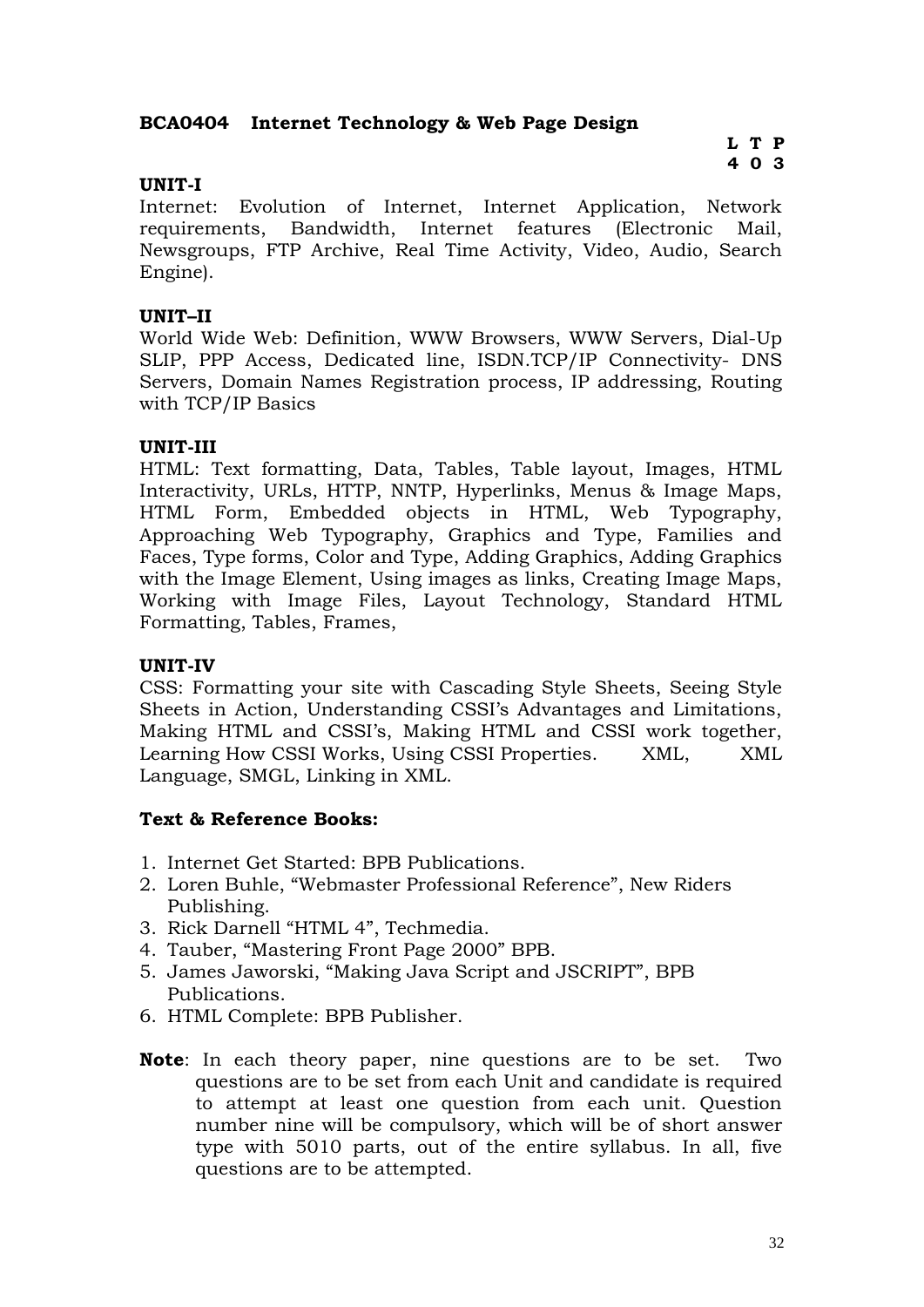**BCA0404 Internet Technology & Web Page Design**

| L | T | P |
|---|---|---|
| 4 | 0 | 3 |

**UNIT-I**

Internet: Evolution of Internet, Internet Application, Network requirements, Bandwidth, Internet features (Electronic Mail, Newsgroups, FTP Archive, Real Time Activity, Video, Audio, Search Engine).

**UNIT–II**

World Wide Web: Definition, WWW Browsers, WWW Servers, Dial-Up SLIP, PPP Access, Dedicated line, ISDN.TCP/IP Connectivity- DNS Servers, Domain Names Registration process, IP addressing, Routing with TCP/IP Basics

**UNIT-III**

HTML: Text formatting, Data, Tables, Table layout, Images, HTML Interactivity, URLs, HTTP, NNTP, Hyperlinks, Menus & Image Maps, HTML Form, Embedded objects in HTML, Web Typography, Approaching Web Typography, Graphics and Type, Families and Faces, Type forms, Color and Type, Adding Graphics, Adding Graphics with the Image Element, Using images as links, Creating Image Maps, Working with Image Files, Layout Technology, Standard HTML Formatting, Tables, Frames,

**UNIT-IV**

CSS: Formatting your site with Cascading Style Sheets, Seeing Style Sheets in Action, Understanding CSSI's Advantages and Limitations, Making HTML and CSSI's, Making HTML and CSSI work together, Learning How CSSI Works, Using CSSI Properties. XML, XML Language, SMGL, Linking in XML.

**Text & Reference Books:**

1. Internet Get Started: BPB Publications.
2. Loren Buhle, "Webmaster Professional Reference", New Riders Publishing.
3. Rick Darnell "HTML 4", Techmedia.
4. Tauber, "Mastering Front Page 2000" BPB.
5. James Jaworski, "Making Java Script and JSCRIPT", BPB Publications.
6. HTML Complete: BPB Publisher.

**Note**: In each theory paper, nine questions are to be set. Two questions are to be set from each Unit and candidate is required to attempt at least one question from each unit. Question number nine will be compulsory, which will be of short answer type with 5010 parts, out of the entire syllabus. In all, five questions are to be attempted.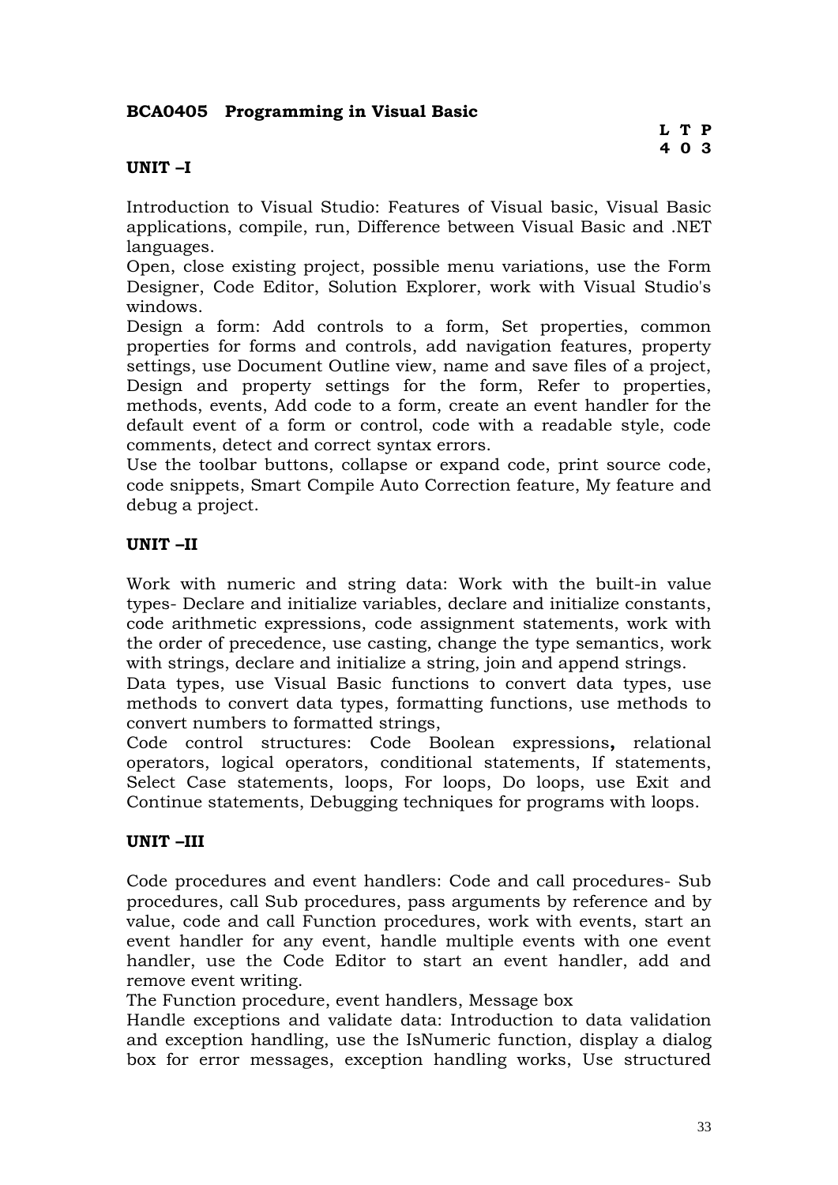**BCA0405 Programming in Visual Basic**

| L | T | P |
|---|---|---|
| 4 | 0 | 3 |

**UNIT –I**

Introduction to Visual Studio: Features of Visual basic, Visual Basic applications, compile, run, Difference between Visual Basic and .NET languages.

Open, close existing project, possible menu variations, use the Form Designer, Code Editor, Solution Explorer, work with Visual Studio's windows.

Design a form: Add controls to a form, Set properties, common properties for forms and controls, add navigation features, property settings, use Document Outline view, name and save files of a project, Design and property settings for the form, Refer to properties, methods, events, Add code to a form, create an event handler for the default event of a form or control, code with a readable style, code comments, detect and correct syntax errors.

Use the toolbar buttons, collapse or expand code, print source code, code snippets, Smart Compile Auto Correction feature, My feature and debug a project.

**UNIT –II**

Work with numeric and string data: Work with the built-in value types- Declare and initialize variables, declare and initialize constants, code arithmetic expressions, code assignment statements, work with the order of precedence, use casting, change the type semantics, work with strings, declare and initialize a string, join and append strings.

Data types, use Visual Basic functions to convert data types, use methods to convert data types, formatting functions, use methods to convert numbers to formatted strings,

Code control structures: Code Boolean expressions**,** relational operators, logical operators, conditional statements, If statements, Select Case statements, loops, For loops, Do loops, use Exit and Continue statements, Debugging techniques for programs with loops.

**UNIT –III**

Code procedures and event handlers: Code and call procedures- Sub procedures, call Sub procedures, pass arguments by reference and by value, code and call Function procedures, work with events, start an event handler for any event, handle multiple events with one event handler, use the Code Editor to start an event handler, add and remove event writing.

The Function procedure, event handlers, Message box

Handle exceptions and validate data: Introduction to data validation and exception handling, use the IsNumeric function, display a dialog box for error messages, exception handling works, Use structured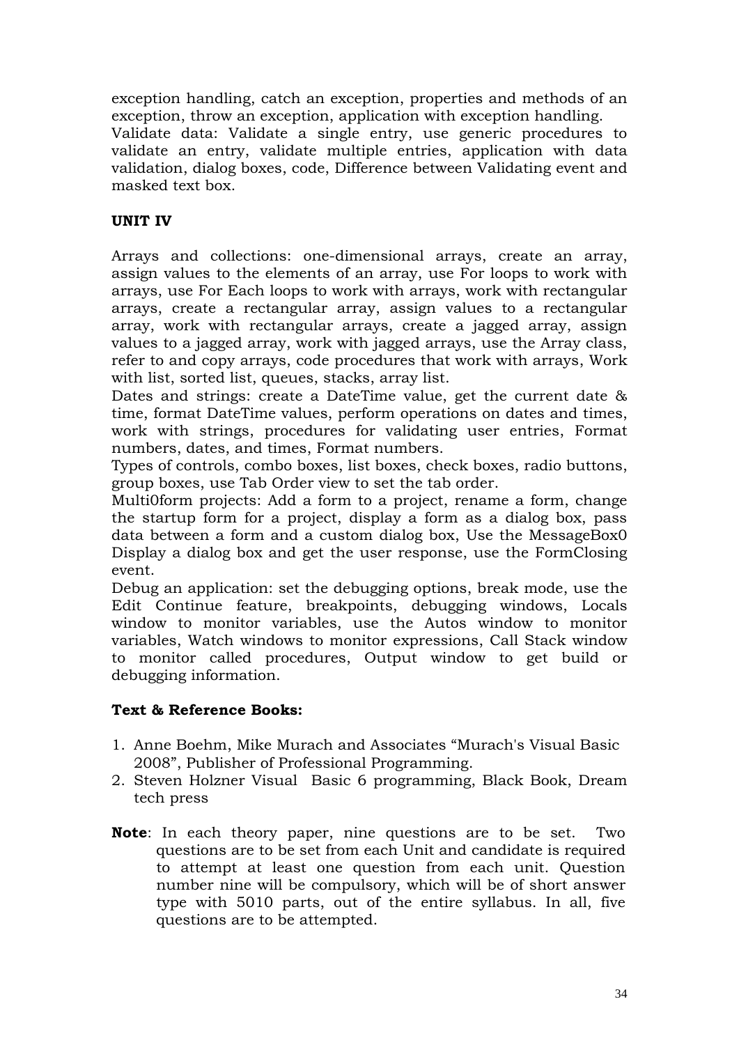exception handling, catch an exception, properties and methods of an exception, throw an exception, application with exception handling.
Validate data: Validate a single entry, use generic procedures to validate an entry, validate multiple entries, application with data validation, dialog boxes, code, Difference between Validating event and masked text box.

**UNIT IV**

Arrays and collections: one-dimensional arrays, create an array, assign values to the elements of an array, use For loops to work with arrays, use For Each loops to work with arrays, work with rectangular arrays, create a rectangular array, assign values to a rectangular array, work with rectangular arrays, create a jagged array, assign values to a jagged array, work with jagged arrays, use the Array class, refer to and copy arrays, code procedures that work with arrays, Work with list, sorted list, queues, stacks, array list.
Dates and strings: create a DateTime value, get the current date & time, format DateTime values, perform operations on dates and times, work with strings, procedures for validating user entries, Format numbers, dates, and times, Format numbers.
Types of controls, combo boxes, list boxes, check boxes, radio buttons, group boxes, use Tab Order view to set the tab order.
Multi0form projects: Add a form to a project, rename a form, change the startup form for a project, display a form as a dialog box, pass data between a form and a custom dialog box, Use the MessageBox0 Display a dialog box and get the user response, use the FormClosing event.
Debug an application: set the debugging options, break mode, use the Edit Continue feature, breakpoints, debugging windows, Locals window to monitor variables, use the Autos window to monitor variables, Watch windows to monitor expressions, Call Stack window to monitor called procedures, Output window to get build or debugging information.

**Text & Reference Books:**

1. Anne Boehm, Mike Murach and Associates "Murach's Visual Basic 2008", Publisher of Professional Programming.
2. Steven Holzner Visual Basic 6 programming, Black Book, Dream tech press

**Note**: In each theory paper, nine questions are to be set. Two questions are to be set from each Unit and candidate is required to attempt at least one question from each unit. Question number nine will be compulsory, which will be of short answer type with 5010 parts, out of the entire syllabus. In all, five questions are to be attempted.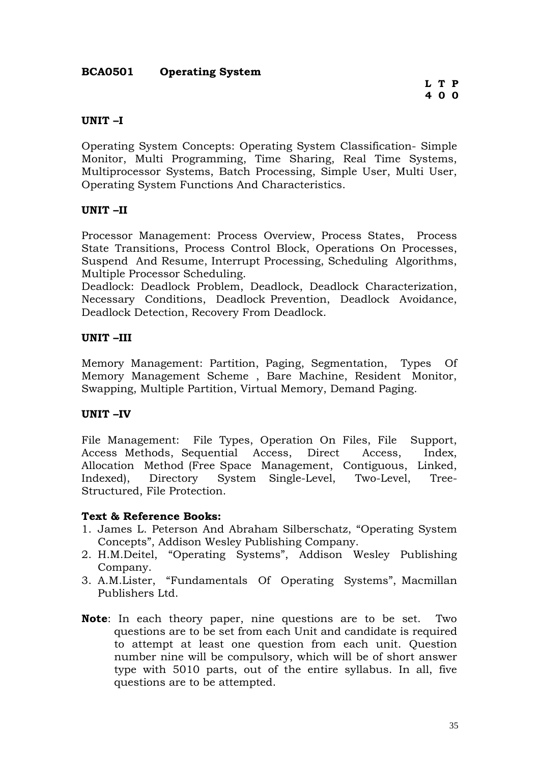**BCA0501 Operating System**

**L T P**
**4 0 0**

**UNIT –I**

Operating System Concepts: Operating System Classification- Simple Monitor, Multi Programming, Time Sharing, Real Time Systems, Multiprocessor Systems, Batch Processing, Simple User, Multi User, Operating System Functions And Characteristics.

**UNIT –II**

Processor Management: Process Overview, Process States, Process State Transitions, Process Control Block, Operations On Processes, Suspend And Resume, Interrupt Processing, Scheduling Algorithms, Multiple Processor Scheduling.
Deadlock: Deadlock Problem, Deadlock, Deadlock Characterization, Necessary Conditions, Deadlock Prevention, Deadlock Avoidance, Deadlock Detection, Recovery From Deadlock.

**UNIT –III**

Memory Management: Partition, Paging, Segmentation, Types Of Memory Management Scheme , Bare Machine, Resident Monitor, Swapping, Multiple Partition, Virtual Memory, Demand Paging.

**UNIT –IV**

File Management: File Types, Operation On Files, File Support, Access Methods, Sequential Access, Direct Access, Index, Allocation Method (Free Space Management, Contiguous, Linked, Indexed), Directory System Single-Level, Two-Level, Tree-Structured, File Protection.

**Text & Reference Books:**

1. James L. Peterson And Abraham Silberschatz, "Operating System Concepts", Addison Wesley Publishing Company.
2. H.M.Deitel, "Operating Systems", Addison Wesley Publishing Company.
3. A.M.Lister, "Fundamentals Of Operating Systems", Macmillan Publishers Ltd.

**Note**: In each theory paper, nine questions are to be set. Two questions are to be set from each Unit and candidate is required to attempt at least one question from each unit. Question number nine will be compulsory, which will be of short answer type with 5010 parts, out of the entire syllabus. In all, five questions are to be attempted.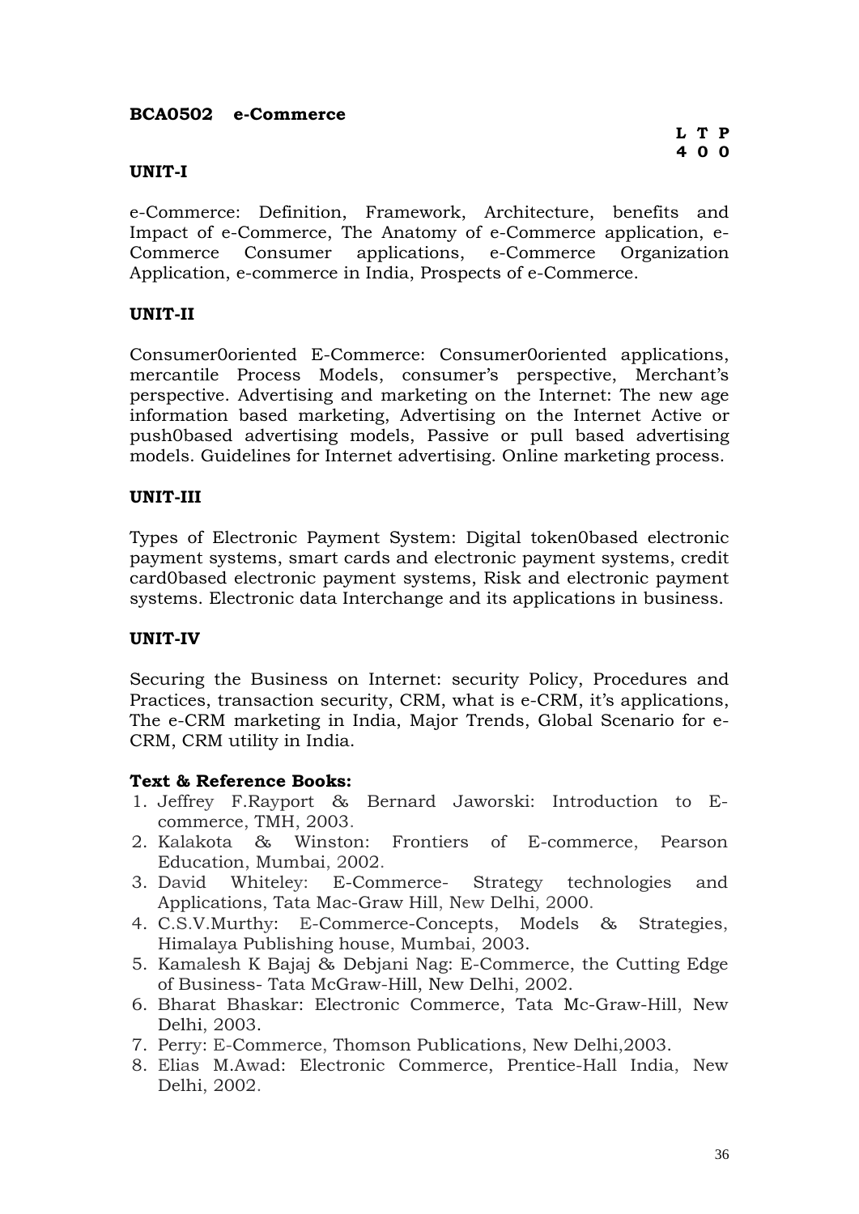**BCA0502 e-Commerce**

**L T P**
**4 0 0**

**UNIT-I**

e-Commerce: Definition, Framework, Architecture, benefits and Impact of e-Commerce, The Anatomy of e-Commerce application, e-Commerce Consumer applications, e-Commerce Organization Application, e-commerce in India, Prospects of e-Commerce.

**UNIT-II**

Consumer0oriented E-Commerce: Consumer0oriented applications, mercantile Process Models, consumer's perspective, Merchant's perspective. Advertising and marketing on the Internet: The new age information based marketing, Advertising on the Internet Active or push0based advertising models, Passive or pull based advertising models. Guidelines for Internet advertising. Online marketing process.

**UNIT-III**

Types of Electronic Payment System: Digital token0based electronic payment systems, smart cards and electronic payment systems, credit card0based electronic payment systems, Risk and electronic payment systems. Electronic data Interchange and its applications in business.

**UNIT-IV**

Securing the Business on Internet: security Policy, Procedures and Practices, transaction security, CRM, what is e-CRM, it's applications, The e-CRM marketing in India, Major Trends, Global Scenario for e-CRM, CRM utility in India.

**Text & Reference Books:**

1. Jeffrey F.Rayport & Bernard Jaworski: Introduction to E-commerce, TMH, 2003.
2. Kalakota & Winston: Frontiers of E-commerce, Pearson Education, Mumbai, 2002.
3. David Whiteley: E-Commerce- Strategy technologies and Applications, Tata Mac-Graw Hill, New Delhi, 2000.
4. C.S.V.Murthy: E-Commerce-Concepts, Models & Strategies, Himalaya Publishing house, Mumbai, 2003.
5. Kamalesh K Bajaj & Debjani Nag: E-Commerce, the Cutting Edge of Business- Tata McGraw-Hill, New Delhi, 2002.
6. Bharat Bhaskar: Electronic Commerce, Tata Mc-Graw-Hill, New Delhi, 2003.
7. Perry: E-Commerce, Thomson Publications, New Delhi,2003.
8. Elias M.Awad: Electronic Commerce, Prentice-Hall India, New Delhi, 2002.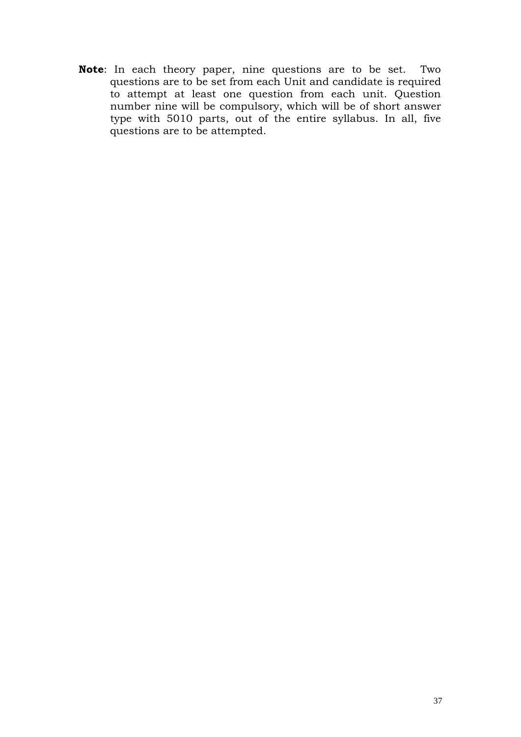**Note**: In each theory paper, nine questions are to be set. Two questions are to be set from each Unit and candidate is required to attempt at least one question from each unit. Question number nine will be compulsory, which will be of short answer type with 5010 parts, out of the entire syllabus. In all, five questions are to be attempted.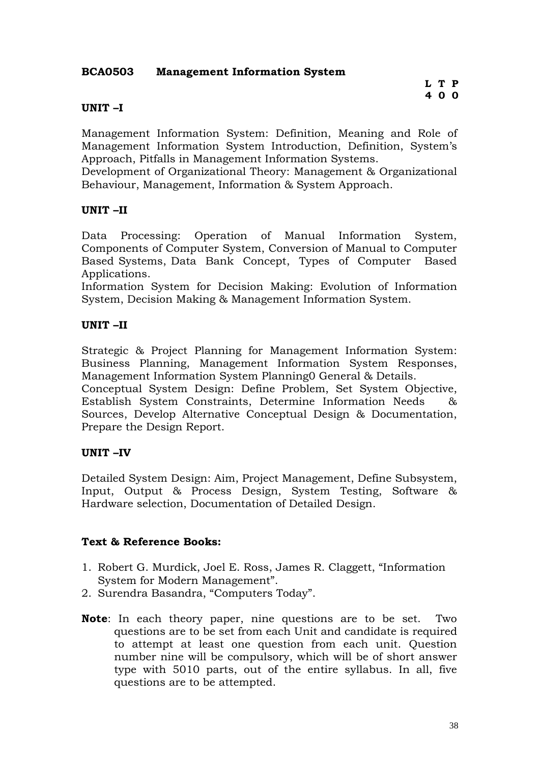**BCA0503 Management Information System**

| L | T | P |
|---|---|---|
| 4 | 0 | 0 |

**UNIT –I**

Management Information System: Definition, Meaning and Role of Management Information System Introduction, Definition, System's Approach, Pitfalls in Management Information Systems.
Development of Organizational Theory: Management & Organizational Behaviour, Management, Information & System Approach.

**UNIT –II**

Data Processing: Operation of Manual Information System, Components of Computer System, Conversion of Manual to Computer Based Systems, Data Bank Concept, Types of Computer Based Applications.
Information System for Decision Making: Evolution of Information System, Decision Making & Management Information System.

**UNIT –II**

Strategic & Project Planning for Management Information System: Business Planning, Management Information System Responses, Management Information System Planning0 General & Details.
Conceptual System Design: Define Problem, Set System Objective, Establish System Constraints, Determine Information Needs & Sources, Develop Alternative Conceptual Design & Documentation, Prepare the Design Report.

**UNIT –IV**

Detailed System Design: Aim, Project Management, Define Subsystem, Input, Output & Process Design, System Testing, Software & Hardware selection, Documentation of Detailed Design.

**Text & Reference Books:**

1. Robert G. Murdick, Joel E. Ross, James R. Claggett, "Information System for Modern Management".
2. Surendra Basandra, "Computers Today".

**Note**: In each theory paper, nine questions are to be set. Two questions are to be set from each Unit and candidate is required to attempt at least one question from each unit. Question number nine will be compulsory, which will be of short answer type with 5010 parts, out of the entire syllabus. In all, five questions are to be attempted.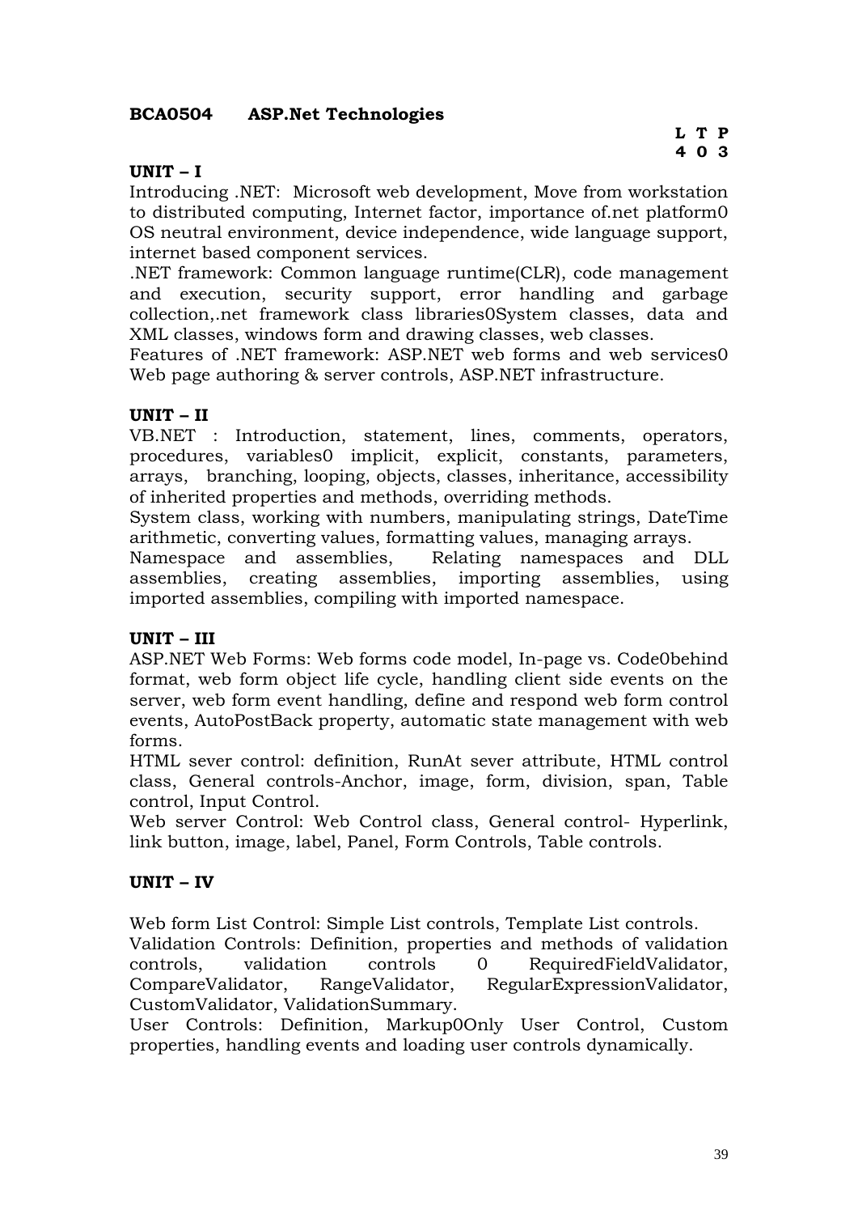**BCA0504 ASP.Net Technologies**

**L T P**
**4 0 3**

**UNIT – I**

Introducing .NET: Microsoft web development, Move from workstation to distributed computing, Internet factor, importance of.net platform0 OS neutral environment, device independence, wide language support, internet based component services.

.NET framework: Common language runtime(CLR), code management and execution, security support, error handling and garbage collection,.net framework class libraries0System classes, data and XML classes, windows form and drawing classes, web classes.

Features of .NET framework: ASP.NET web forms and web services0 Web page authoring & server controls, ASP.NET infrastructure.

**UNIT – II**

VB.NET : Introduction, statement, lines, comments, operators, procedures, variables0 implicit, explicit, constants, parameters, arrays, branching, looping, objects, classes, inheritance, accessibility of inherited properties and methods, overriding methods.

System class, working with numbers, manipulating strings, DateTime arithmetic, converting values, formatting values, managing arrays.

Namespace and assemblies, Relating namespaces and DLL assemblies, creating assemblies, importing assemblies, using imported assemblies, compiling with imported namespace.

**UNIT – III**

ASP.NET Web Forms: Web forms code model, In-page vs. Code0behind format, web form object life cycle, handling client side events on the server, web form event handling, define and respond web form control events, AutoPostBack property, automatic state management with web forms.

HTML sever control: definition, RunAt sever attribute, HTML control class, General controls-Anchor, image, form, division, span, Table control, Input Control.

Web server Control: Web Control class, General control- Hyperlink, link button, image, label, Panel, Form Controls, Table controls.

**UNIT – IV**

Web form List Control: Simple List controls, Template List controls.

Validation Controls: Definition, properties and methods of validation controls, validation controls 0 RequiredFieldValidator, CompareValidator, RangeValidator, RegularExpressionValidator, CustomValidator, ValidationSummary.

User Controls: Definition, Markup0Only User Control, Custom properties, handling events and loading user controls dynamically.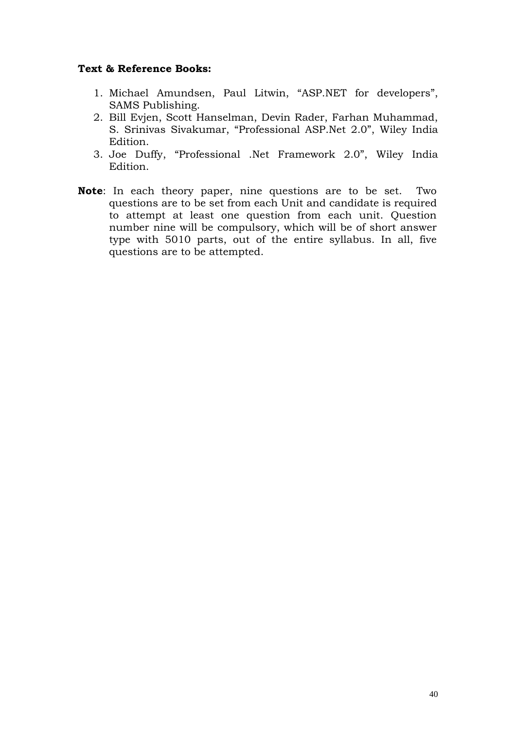**Text & Reference Books:**

1. Michael Amundsen, Paul Litwin, "ASP.NET for developers", SAMS Publishing.
2. Bill Evjen, Scott Hanselman, Devin Rader, Farhan Muhammad, S. Srinivas Sivakumar, "Professional ASP.Net 2.0", Wiley India Edition.
3. Joe Duffy, "Professional .Net Framework 2.0", Wiley India Edition.

**Note**: In each theory paper, nine questions are to be set. Two questions are to be set from each Unit and candidate is required to attempt at least one question from each unit. Question number nine will be compulsory, which will be of short answer type with 5010 parts, out of the entire syllabus. In all, five questions are to be attempted.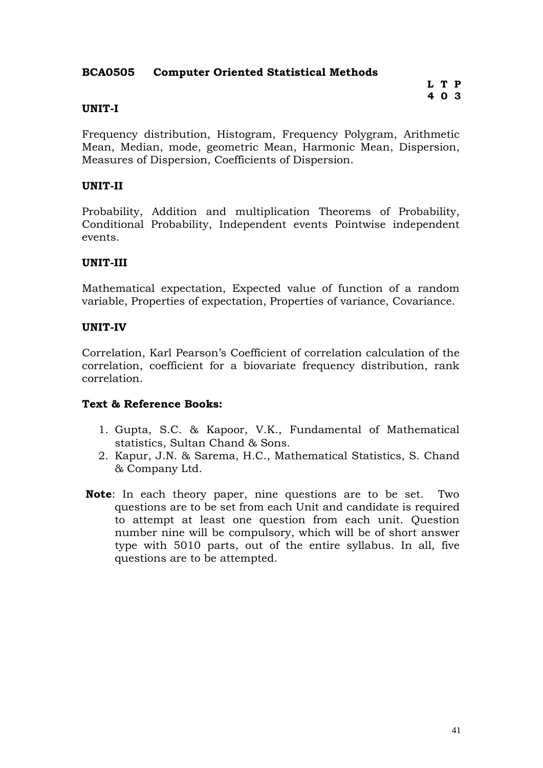**BCA0505 Computer Oriented Statistical Methods**

| L | T | P |
|---|---|---|
| 4 | 0 | 3 |

**UNIT-I**

Frequency distribution, Histogram, Frequency Polygram, Arithmetic Mean, Median, mode, geometric Mean, Harmonic Mean, Dispersion, Measures of Dispersion, Coefficients of Dispersion.

**UNIT-II**

Probability, Addition and multiplication Theorems of Probability, Conditional Probability, Independent events Pointwise independent events.

**UNIT-III**

Mathematical expectation, Expected value of function of a random variable, Properties of expectation, Properties of variance, Covariance.

**UNIT-IV**

Correlation, Karl Pearson's Coefficient of correlation calculation of the correlation, coefficient for a biovariate frequency distribution, rank correlation.

**Text & Reference Books:**

1. Gupta, S.C. & Kapoor, V.K., Fundamental of Mathematical statistics, Sultan Chand & Sons.
2. Kapur, J.N. & Sarema, H.C., Mathematical Statistics, S. Chand & Company Ltd.

**Note**: In each theory paper, nine questions are to be set. Two questions are to be set from each Unit and candidate is required to attempt at least one question from each unit. Question number nine will be compulsory, which will be of short answer type with 5010 parts, out of the entire syllabus. In all, five questions are to be attempted.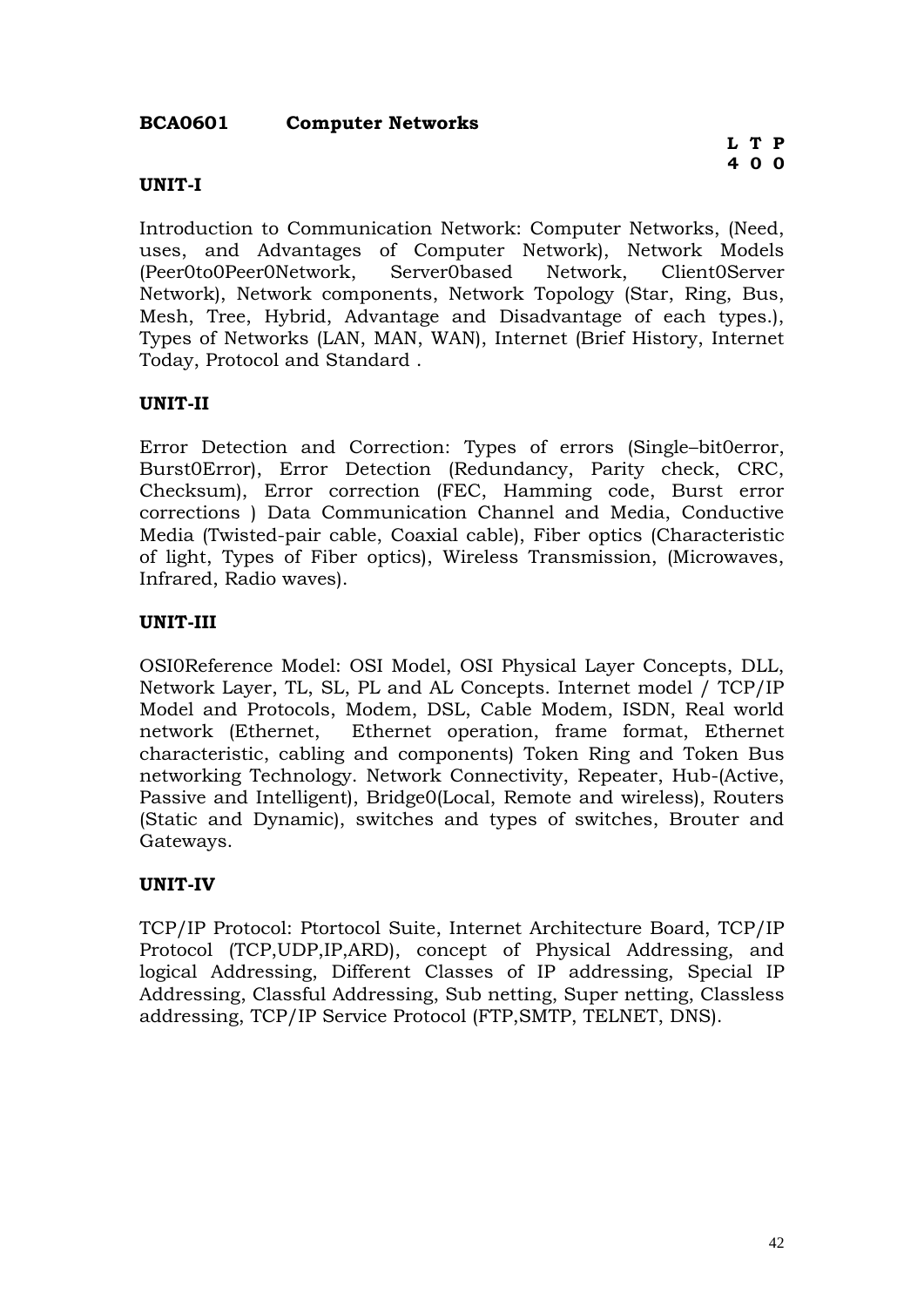**BCA0601 Computer Networks**

| L | T | P |
|---|---|---|
| 4 | 0 | 0 |

**UNIT-I**

Introduction to Communication Network: Computer Networks, (Need, uses, and Advantages of Computer Network), Network Models (Peer0to0Peer0Network, Server0based Network, Client0Server Network), Network components, Network Topology (Star, Ring, Bus, Mesh, Tree, Hybrid, Advantage and Disadvantage of each types.), Types of Networks (LAN, MAN, WAN), Internet (Brief History, Internet Today, Protocol and Standard .

**UNIT-II**

Error Detection and Correction: Types of errors (Single–bit0error, Burst0Error), Error Detection (Redundancy, Parity check, CRC, Checksum), Error correction (FEC, Hamming code, Burst error corrections ) Data Communication Channel and Media, Conductive Media (Twisted-pair cable, Coaxial cable), Fiber optics (Characteristic of light, Types of Fiber optics), Wireless Transmission, (Microwaves, Infrared, Radio waves).

**UNIT-III**

OSI0Reference Model: OSI Model, OSI Physical Layer Concepts, DLL, Network Layer, TL, SL, PL and AL Concepts. Internet model / TCP/IP Model and Protocols, Modem, DSL, Cable Modem, ISDN, Real world network (Ethernet, Ethernet operation, frame format, Ethernet characteristic, cabling and components) Token Ring and Token Bus networking Technology. Network Connectivity, Repeater, Hub-(Active, Passive and Intelligent), Bridge0(Local, Remote and wireless), Routers (Static and Dynamic), switches and types of switches, Brouter and Gateways.

**UNIT-IV**

TCP/IP Protocol: Ptortocol Suite, Internet Architecture Board, TCP/IP Protocol (TCP,UDP,IP,ARD), concept of Physical Addressing, and logical Addressing, Different Classes of IP addressing, Special IP Addressing, Classful Addressing, Sub netting, Super netting, Classless addressing, TCP/IP Service Protocol (FTP,SMTP, TELNET, DNS).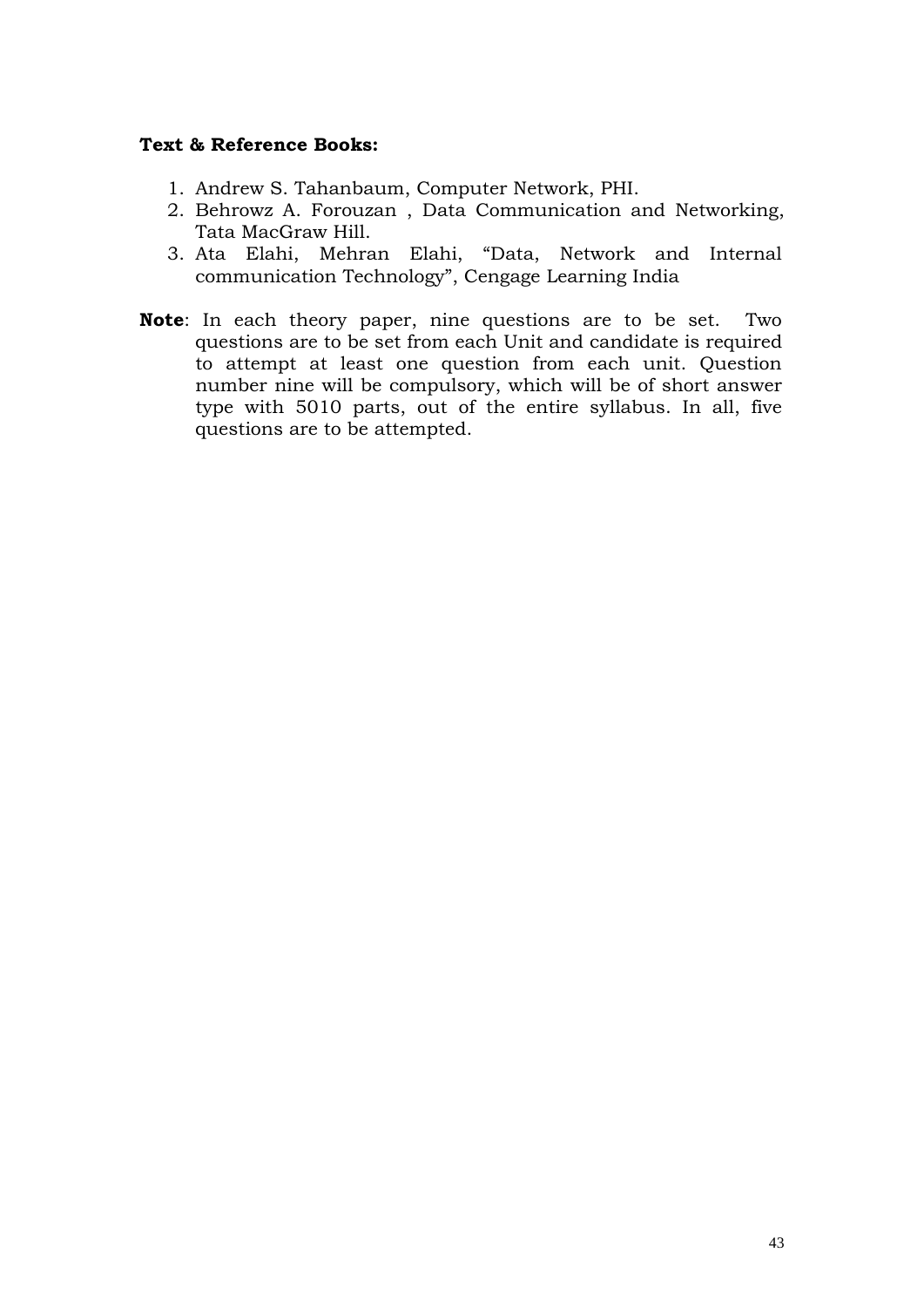**Text & Reference Books:**

1. Andrew S. Tahanbaum, Computer Network, PHI.
2. Behrowz A. Forouzan , Data Communication and Networking, Tata MacGraw Hill.
3. Ata Elahi, Mehran Elahi, "Data, Network and Internal communication Technology", Cengage Learning India

**Note**: In each theory paper, nine questions are to be set. Two questions are to be set from each Unit and candidate is required to attempt at least one question from each unit. Question number nine will be compulsory, which will be of short answer type with 5010 parts, out of the entire syllabus. In all, five questions are to be attempted.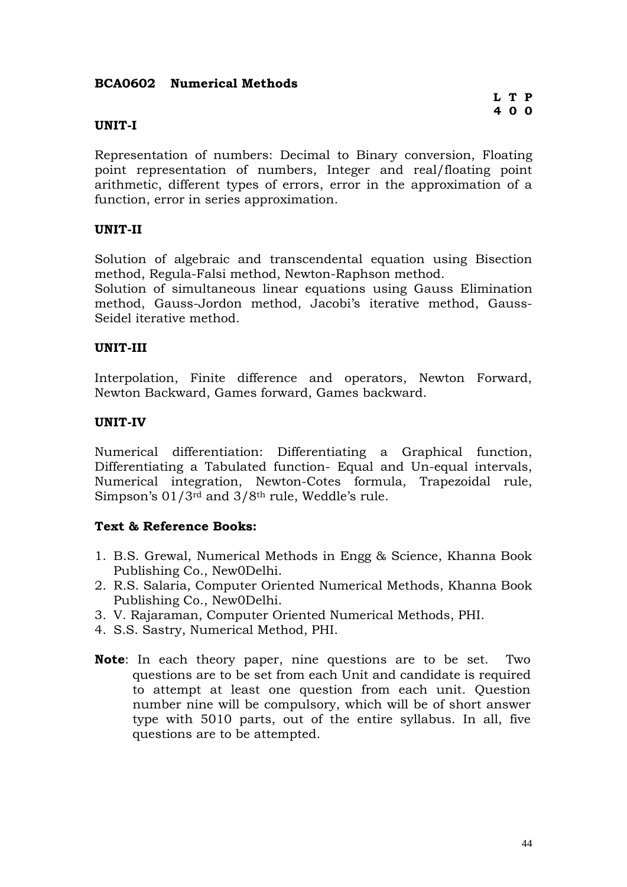## BCA0602 Numerical Methods

| L | T | P |
|---|---|---|
| 4 | 0 | 0 |

### UNIT-I

Representation of numbers: Decimal to Binary conversion, Floating point representation of numbers, Integer and real/floating point arithmetic, different types of errors, error in the approximation of a function, error in series approximation.

### UNIT-II

Solution of algebraic and transcendental equation using Bisection method, Regula-Falsi method, Newton-Raphson method.
Solution of simultaneous linear equations using Gauss Elimination method, Gauss-Jordon method, Jacobi's iterative method, Gauss-Seidel iterative method.

### UNIT-III

Interpolation, Finite difference and operators, Newton Forward, Newton Backward, Games forward, Games backward.

### UNIT-IV

Numerical differentiation: Differentiating a Graphical function, Differentiating a Tabulated function- Equal and Un-equal intervals, Numerical integration, Newton-Cotes formula, Trapezoidal rule, Simpson's 01/3rd and 3/8th rule, Weddle's rule.

### Text & Reference Books:

1. B.S. Grewal, Numerical Methods in Engg & Science, Khanna Book Publishing Co., New0Delhi.
2. R.S. Salaria, Computer Oriented Numerical Methods, Khanna Book Publishing Co., New0Delhi.
3. V. Rajaraman, Computer Oriented Numerical Methods, PHI.
4. S.S. Sastry, Numerical Method, PHI.

**Note**: In each theory paper, nine questions are to be set. Two questions are to be set from each Unit and candidate is required to attempt at least one question from each unit. Question number nine will be compulsory, which will be of short answer type with 5010 parts, out of the entire syllabus. In all, five questions are to be attempted.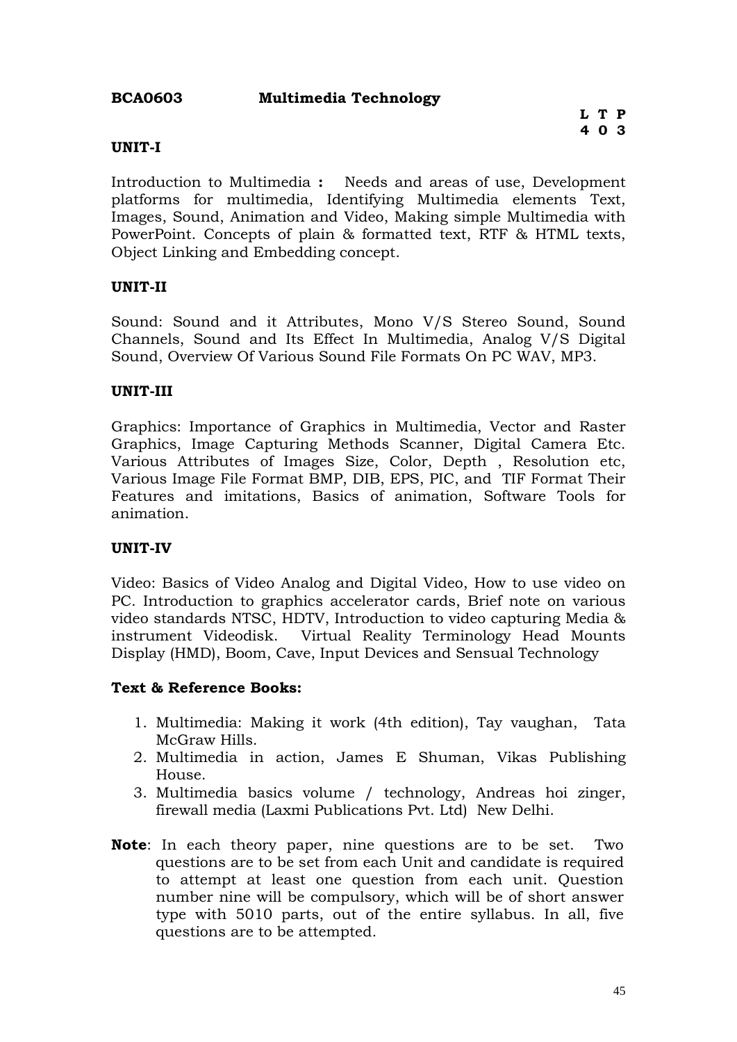**BCA0603 Multimedia Technology**

**L T P**
**4 0 3**

**UNIT-I**

Introduction to Multimedia **:** Needs and areas of use, Development platforms for multimedia, Identifying Multimedia elements Text, Images, Sound, Animation and Video, Making simple Multimedia with PowerPoint. Concepts of plain & formatted text, RTF & HTML texts, Object Linking and Embedding concept.

**UNIT-II**

Sound: Sound and it Attributes, Mono V/S Stereo Sound, Sound Channels, Sound and Its Effect In Multimedia, Analog V/S Digital Sound, Overview Of Various Sound File Formats On PC WAV, MP3.

**UNIT-III**

Graphics: Importance of Graphics in Multimedia, Vector and Raster Graphics, Image Capturing Methods Scanner, Digital Camera Etc. Various Attributes of Images Size, Color, Depth , Resolution etc, Various Image File Format BMP, DIB, EPS, PIC, and TIF Format Their Features and imitations, Basics of animation, Software Tools for animation.

**UNIT-IV**

Video: Basics of Video Analog and Digital Video, How to use video on PC. Introduction to graphics accelerator cards, Brief note on various video standards NTSC, HDTV, Introduction to video capturing Media & instrument Videodisk. Virtual Reality Terminology Head Mounts Display (HMD), Boom, Cave, Input Devices and Sensual Technology

**Text & Reference Books:**

1. Multimedia: Making it work (4th edition), Tay vaughan, Tata McGraw Hills.
2. Multimedia in action, James E Shuman, Vikas Publishing House.
3. Multimedia basics volume / technology, Andreas hoi zinger, firewall media (Laxmi Publications Pvt. Ltd) New Delhi.

**Note**: In each theory paper, nine questions are to be set. Two questions are to be set from each Unit and candidate is required to attempt at least one question from each unit. Question number nine will be compulsory, which will be of short answer type with 5010 parts, out of the entire syllabus. In all, five questions are to be attempted.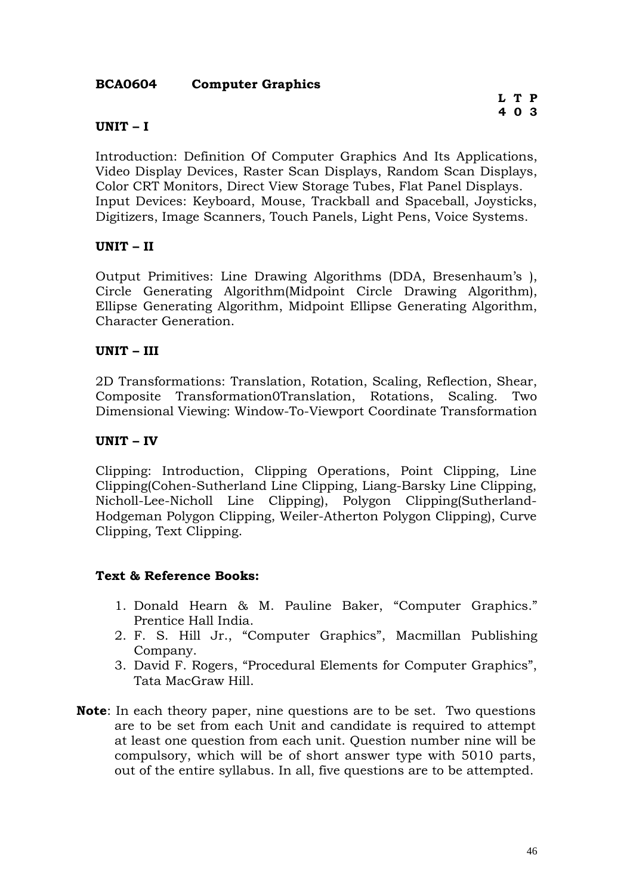**BCA0604 Computer Graphics**

| L | T | P |
|---|---|---|
| 4 | 0 | 3 |

**UNIT – I**

Introduction: Definition Of Computer Graphics And Its Applications, Video Display Devices, Raster Scan Displays, Random Scan Displays, Color CRT Monitors, Direct View Storage Tubes, Flat Panel Displays. Input Devices: Keyboard, Mouse, Trackball and Spaceball, Joysticks, Digitizers, Image Scanners, Touch Panels, Light Pens, Voice Systems.

**UNIT – II**

Output Primitives: Line Drawing Algorithms (DDA, Bresenhaum's ), Circle Generating Algorithm(Midpoint Circle Drawing Algorithm), Ellipse Generating Algorithm, Midpoint Ellipse Generating Algorithm, Character Generation.

**UNIT – III**

2D Transformations: Translation, Rotation, Scaling, Reflection, Shear, Composite Transformation0Translation, Rotations, Scaling. Two Dimensional Viewing: Window-To-Viewport Coordinate Transformation

**UNIT – IV**

Clipping: Introduction, Clipping Operations, Point Clipping, Line Clipping(Cohen-Sutherland Line Clipping, Liang-Barsky Line Clipping, Nicholl-Lee-Nicholl Line Clipping), Polygon Clipping(Sutherland-Hodgeman Polygon Clipping, Weiler-Atherton Polygon Clipping), Curve Clipping, Text Clipping.

**Text & Reference Books:**

1. Donald Hearn & M. Pauline Baker, "Computer Graphics." Prentice Hall India.
2. F. S. Hill Jr., "Computer Graphics", Macmillan Publishing Company.
3. David F. Rogers, "Procedural Elements for Computer Graphics", Tata MacGraw Hill.

**Note**: In each theory paper, nine questions are to be set. Two questions are to be set from each Unit and candidate is required to attempt at least one question from each unit. Question number nine will be compulsory, which will be of short answer type with 5010 parts, out of the entire syllabus. In all, five questions are to be attempted.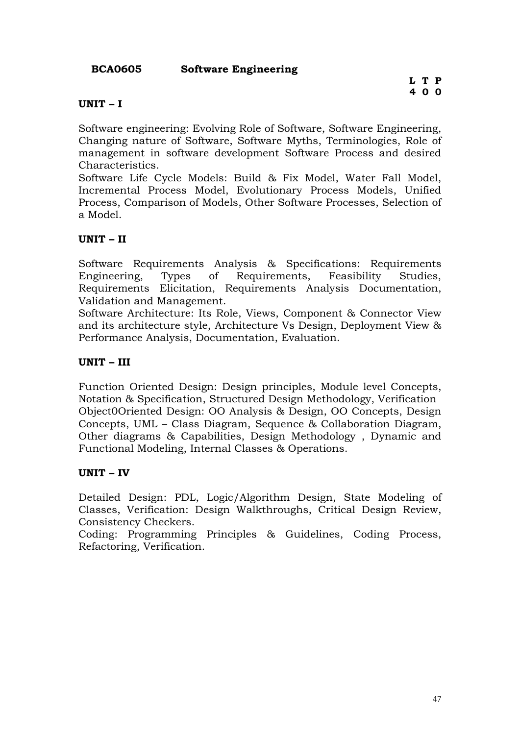**BCA0605 Software Engineering**

**L T P**
**4 0 0**

**UNIT – I**

Software engineering: Evolving Role of Software, Software Engineering, Changing nature of Software, Software Myths, Terminologies, Role of management in software development Software Process and desired Characteristics.
Software Life Cycle Models: Build & Fix Model, Water Fall Model, Incremental Process Model, Evolutionary Process Models, Unified Process, Comparison of Models, Other Software Processes, Selection of a Model.

**UNIT – II**

Software Requirements Analysis & Specifications: Requirements Engineering, Types of Requirements, Feasibility Studies, Requirements Elicitation, Requirements Analysis Documentation, Validation and Management.
Software Architecture: Its Role, Views, Component & Connector View and its architecture style, Architecture Vs Design, Deployment View & Performance Analysis, Documentation, Evaluation.

**UNIT – III**

Function Oriented Design: Design principles, Module level Concepts, Notation & Specification, Structured Design Methodology, Verification
Object0Oriented Design: OO Analysis & Design, OO Concepts, Design Concepts, UML – Class Diagram, Sequence & Collaboration Diagram, Other diagrams & Capabilities, Design Methodology , Dynamic and Functional Modeling, Internal Classes & Operations.

**UNIT – IV**

Detailed Design: PDL, Logic/Algorithm Design, State Modeling of Classes, Verification: Design Walkthroughs, Critical Design Review, Consistency Checkers.
Coding: Programming Principles & Guidelines, Coding Process, Refactoring, Verification.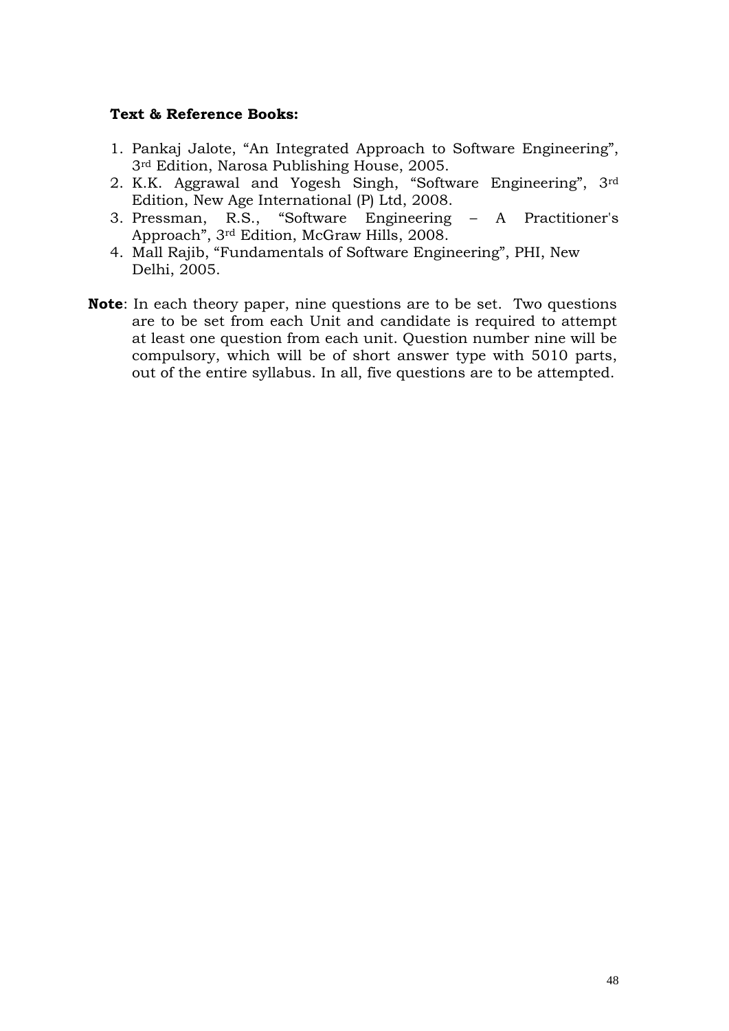**Text & Reference Books:**

1. Pankaj Jalote, "An Integrated Approach to Software Engineering", 3rd Edition, Narosa Publishing House, 2005.
2. K.K. Aggrawal and Yogesh Singh, "Software Engineering", 3rd Edition, New Age International (P) Ltd, 2008.
3. Pressman, R.S., "Software Engineering – A Practitioner's Approach", 3rd Edition, McGraw Hills, 2008.
4. Mall Rajib, "Fundamentals of Software Engineering", PHI, New Delhi, 2005.

**Note**: In each theory paper, nine questions are to be set. Two questions are to be set from each Unit and candidate is required to attempt at least one question from each unit. Question number nine will be compulsory, which will be of short answer type with 5010 parts, out of the entire syllabus. In all, five questions are to be attempted.